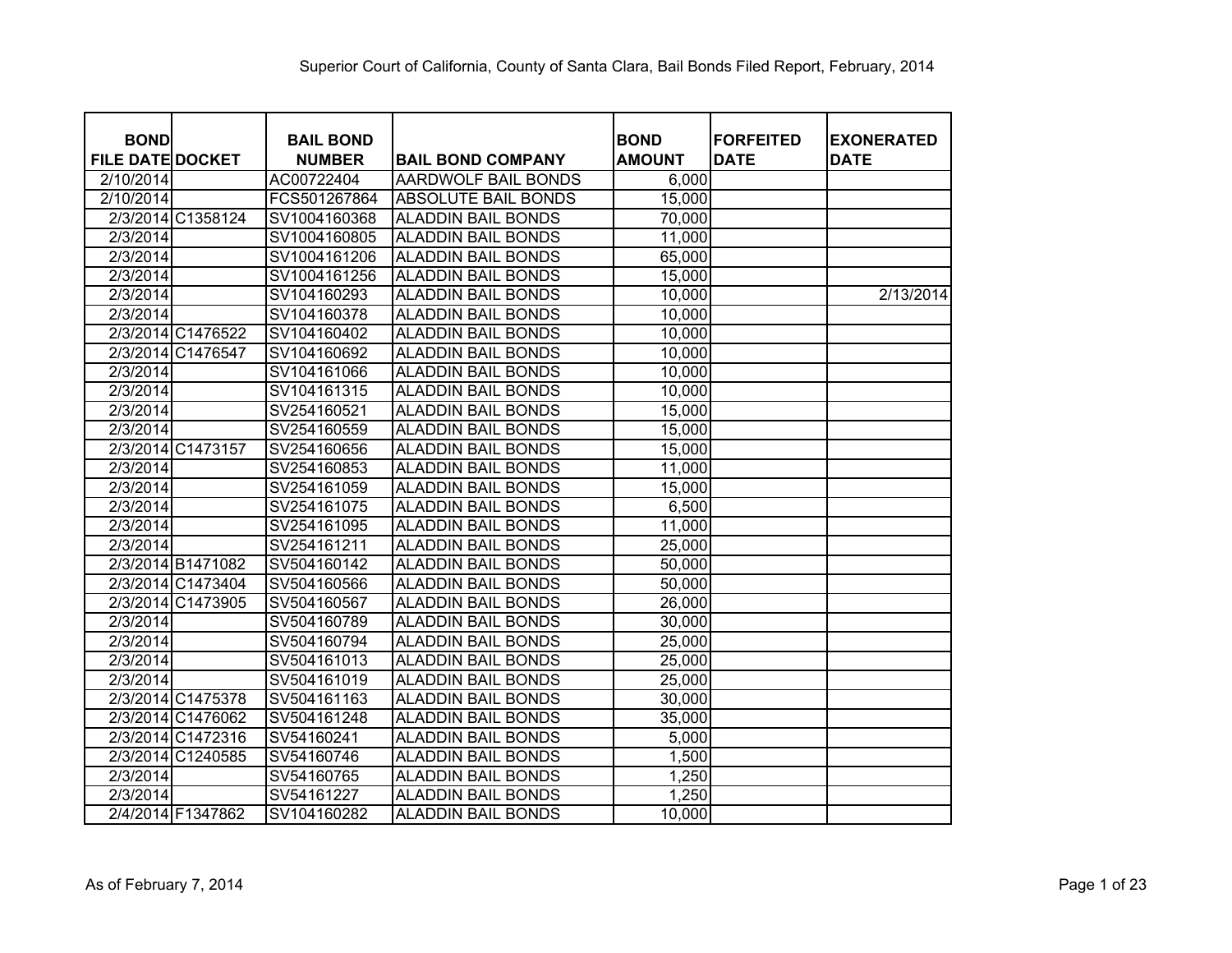Superior Court of California, County of Santa Clara, Bail Bonds Filed Report, February, 2014

| BOND FILE DATE | DOCKET | BAIL BOND NUMBER | BAIL BOND COMPANY | BOND AMOUNT | FORFEITED DATE | EXONERATED DATE |
|---|---|---|---|---|---|---|
| 2/10/2014 | | AC00722404 | AARDWOLF BAIL BONDS | 6,000 | | |
| 2/10/2014 | | FCS501267864 | ABSOLUTE BAIL BONDS | 15,000 | | |
| 2/3/2014 | C1358124 | SV1004160368 | ALADDIN BAIL BONDS | 70,000 | | |
| 2/3/2014 | | SV1004160805 | ALADDIN BAIL BONDS | 11,000 | | |
| 2/3/2014 | | SV1004161206 | ALADDIN BAIL BONDS | 65,000 | | |
| 2/3/2014 | | SV1004161256 | ALADDIN BAIL BONDS | 15,000 | | |
| 2/3/2014 | | SV104160293 | ALADDIN BAIL BONDS | 10,000 | | 2/13/2014 |
| 2/3/2014 | | SV104160378 | ALADDIN BAIL BONDS | 10,000 | | |
| 2/3/2014 | C1476522 | SV104160402 | ALADDIN BAIL BONDS | 10,000 | | |
| 2/3/2014 | C1476547 | SV104160692 | ALADDIN BAIL BONDS | 10,000 | | |
| 2/3/2014 | | SV104161066 | ALADDIN BAIL BONDS | 10,000 | | |
| 2/3/2014 | | SV104161315 | ALADDIN BAIL BONDS | 10,000 | | |
| 2/3/2014 | | SV254160521 | ALADDIN BAIL BONDS | 15,000 | | |
| 2/3/2014 | | SV254160559 | ALADDIN BAIL BONDS | 15,000 | | |
| 2/3/2014 | C1473157 | SV254160656 | ALADDIN BAIL BONDS | 15,000 | | |
| 2/3/2014 | | SV254160853 | ALADDIN BAIL BONDS | 11,000 | | |
| 2/3/2014 | | SV254161059 | ALADDIN BAIL BONDS | 15,000 | | |
| 2/3/2014 | | SV254161075 | ALADDIN BAIL BONDS | 6,500 | | |
| 2/3/2014 | | SV254161095 | ALADDIN BAIL BONDS | 11,000 | | |
| 2/3/2014 | | SV254161211 | ALADDIN BAIL BONDS | 25,000 | | |
| 2/3/2014 | B1471082 | SV504160142 | ALADDIN BAIL BONDS | 50,000 | | |
| 2/3/2014 | C1473404 | SV504160566 | ALADDIN BAIL BONDS | 50,000 | | |
| 2/3/2014 | C1473905 | SV504160567 | ALADDIN BAIL BONDS | 26,000 | | |
| 2/3/2014 | | SV504160789 | ALADDIN BAIL BONDS | 30,000 | | |
| 2/3/2014 | | SV504160794 | ALADDIN BAIL BONDS | 25,000 | | |
| 2/3/2014 | | SV504161013 | ALADDIN BAIL BONDS | 25,000 | | |
| 2/3/2014 | | SV504161019 | ALADDIN BAIL BONDS | 25,000 | | |
| 2/3/2014 | C1475378 | SV504161163 | ALADDIN BAIL BONDS | 30,000 | | |
| 2/3/2014 | C1476062 | SV504161248 | ALADDIN BAIL BONDS | 35,000 | | |
| 2/3/2014 | C1472316 | SV54160241 | ALADDIN BAIL BONDS | 5,000 | | |
| 2/3/2014 | C1240585 | SV54160746 | ALADDIN BAIL BONDS | 1,500 | | |
| 2/3/2014 | | SV54160765 | ALADDIN BAIL BONDS | 1,250 | | |
| 2/3/2014 | | SV54161227 | ALADDIN BAIL BONDS | 1,250 | | |
| 2/4/2014 | F1347862 | SV104160282 | ALADDIN BAIL BONDS | 10,000 | | |

As of February 7, 2014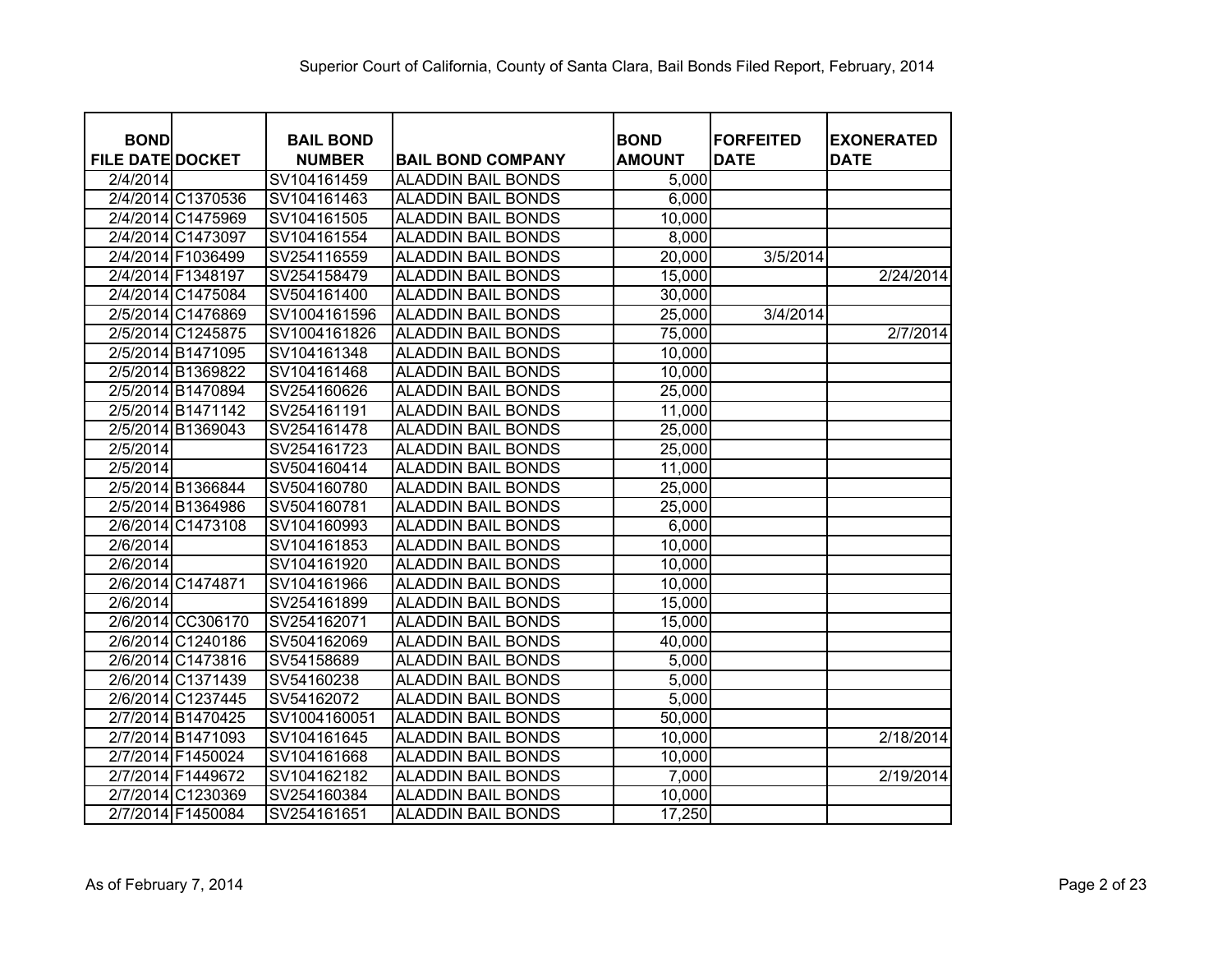Superior Court of California, County of Santa Clara, Bail Bonds Filed Report, February, 2014

| BOND FILE DATE | DOCKET | BAIL BOND NUMBER | BAIL BOND COMPANY | BOND AMOUNT | FORFEITED DATE | EXONERATED DATE |
|---|---|---|---|---|---|---|
| 2/4/2014 | | SV104161459 | ALADDIN BAIL BONDS | 5,000 | | |
| 2/4/2014 | C1370536 | SV104161463 | ALADDIN BAIL BONDS | 6,000 | | |
| 2/4/2014 | C1475969 | SV104161505 | ALADDIN BAIL BONDS | 10,000 | | |
| 2/4/2014 | C1473097 | SV104161554 | ALADDIN BAIL BONDS | 8,000 | | |
| 2/4/2014 | F1036499 | SV254116559 | ALADDIN BAIL BONDS | 20,000 | 3/5/2014 | |
| 2/4/2014 | F1348197 | SV254158479 | ALADDIN BAIL BONDS | 15,000 | | 2/24/2014 |
| 2/4/2014 | C1475084 | SV504161400 | ALADDIN BAIL BONDS | 30,000 | | |
| 2/5/2014 | C1476869 | SV1004161596 | ALADDIN BAIL BONDS | 25,000 | 3/4/2014 | |
| 2/5/2014 | C1245875 | SV1004161826 | ALADDIN BAIL BONDS | 75,000 | | 2/7/2014 |
| 2/5/2014 | B1471095 | SV104161348 | ALADDIN BAIL BONDS | 10,000 | | |
| 2/5/2014 | B1369822 | SV104161468 | ALADDIN BAIL BONDS | 10,000 | | |
| 2/5/2014 | B1470894 | SV254160626 | ALADDIN BAIL BONDS | 25,000 | | |
| 2/5/2014 | B1471142 | SV254161191 | ALADDIN BAIL BONDS | 11,000 | | |
| 2/5/2014 | B1369043 | SV254161478 | ALADDIN BAIL BONDS | 25,000 | | |
| 2/5/2014 | | SV254161723 | ALADDIN BAIL BONDS | 25,000 | | |
| 2/5/2014 | | SV504160414 | ALADDIN BAIL BONDS | 11,000 | | |
| 2/5/2014 | B1366844 | SV504160780 | ALADDIN BAIL BONDS | 25,000 | | |
| 2/5/2014 | B1364986 | SV504160781 | ALADDIN BAIL BONDS | 25,000 | | |
| 2/6/2014 | C1473108 | SV104160993 | ALADDIN BAIL BONDS | 6,000 | | |
| 2/6/2014 | | SV104161853 | ALADDIN BAIL BONDS | 10,000 | | |
| 2/6/2014 | | SV104161920 | ALADDIN BAIL BONDS | 10,000 | | |
| 2/6/2014 | C1474871 | SV104161966 | ALADDIN BAIL BONDS | 10,000 | | |
| 2/6/2014 | | SV254161899 | ALADDIN BAIL BONDS | 15,000 | | |
| 2/6/2014 | CC306170 | SV254162071 | ALADDIN BAIL BONDS | 15,000 | | |
| 2/6/2014 | C1240186 | SV504162069 | ALADDIN BAIL BONDS | 40,000 | | |
| 2/6/2014 | C1473816 | SV54158689 | ALADDIN BAIL BONDS | 5,000 | | |
| 2/6/2014 | C1371439 | SV54160238 | ALADDIN BAIL BONDS | 5,000 | | |
| 2/6/2014 | C1237445 | SV54162072 | ALADDIN BAIL BONDS | 5,000 | | |
| 2/7/2014 | B1470425 | SV1004160051 | ALADDIN BAIL BONDS | 50,000 | | |
| 2/7/2014 | B1471093 | SV104161645 | ALADDIN BAIL BONDS | 10,000 | | 2/18/2014 |
| 2/7/2014 | F1450024 | SV104161668 | ALADDIN BAIL BONDS | 10,000 | | |
| 2/7/2014 | F1449672 | SV104162182 | ALADDIN BAIL BONDS | 7,000 | | 2/19/2014 |
| 2/7/2014 | C1230369 | SV254160384 | ALADDIN BAIL BONDS | 10,000 | | |
| 2/7/2014 | F1450084 | SV254161651 | ALADDIN BAIL BONDS | 17,250 | | |

As of February 7, 2014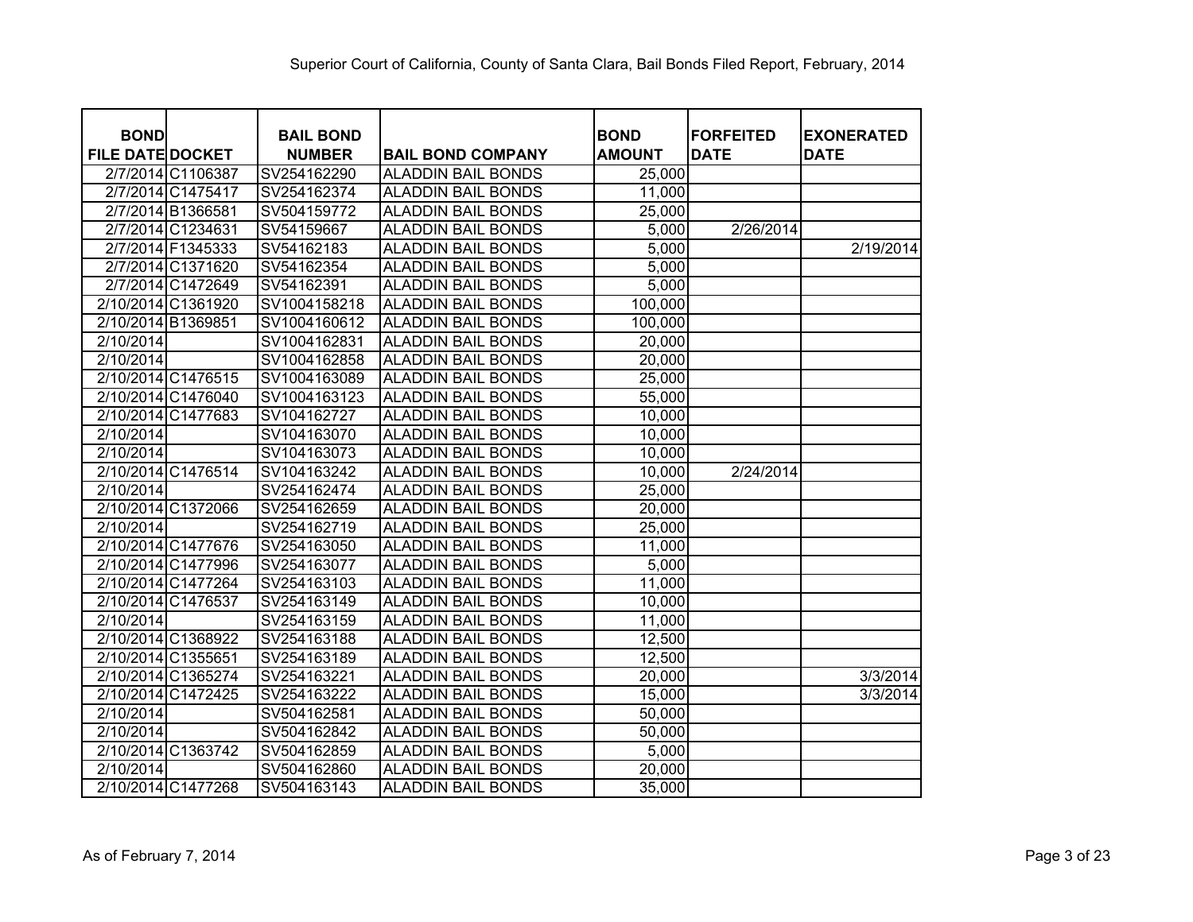Superior Court of California, County of Santa Clara, Bail Bonds Filed Report, February, 2014

| BOND FILE DATE | DOCKET | BAIL BOND NUMBER | BAIL BOND COMPANY | BOND AMOUNT | FORFEITED DATE | EXONERATED DATE |
|---|---|---|---|---|---|---|
| 2/7/2014 | C1106387 | SV254162290 | ALADDIN BAIL BONDS | 25,000 | | |
| 2/7/2014 | C1475417 | SV254162374 | ALADDIN BAIL BONDS | 11,000 | | |
| 2/7/2014 | B1366581 | SV504159772 | ALADDIN BAIL BONDS | 25,000 | | |
| 2/7/2014 | C1234631 | SV54159667 | ALADDIN BAIL BONDS | 5,000 | 2/26/2014 | |
| 2/7/2014 | F1345333 | SV54162183 | ALADDIN BAIL BONDS | 5,000 | | 2/19/2014 |
| 2/7/2014 | C1371620 | SV54162354 | ALADDIN BAIL BONDS | 5,000 | | |
| 2/7/2014 | C1472649 | SV54162391 | ALADDIN BAIL BONDS | 5,000 | | |
| 2/10/2014 | C1361920 | SV1004158218 | ALADDIN BAIL BONDS | 100,000 | | |
| 2/10/2014 | B1369851 | SV1004160612 | ALADDIN BAIL BONDS | 100,000 | | |
| 2/10/2014 | | SV1004162831 | ALADDIN BAIL BONDS | 20,000 | | |
| 2/10/2014 | | SV1004162858 | ALADDIN BAIL BONDS | 20,000 | | |
| 2/10/2014 | C1476515 | SV1004163089 | ALADDIN BAIL BONDS | 25,000 | | |
| 2/10/2014 | C1476040 | SV1004163123 | ALADDIN BAIL BONDS | 55,000 | | |
| 2/10/2014 | C1477683 | SV104162727 | ALADDIN BAIL BONDS | 10,000 | | |
| 2/10/2014 | | SV104163070 | ALADDIN BAIL BONDS | 10,000 | | |
| 2/10/2014 | | SV104163073 | ALADDIN BAIL BONDS | 10,000 | | |
| 2/10/2014 | C1476514 | SV104163242 | ALADDIN BAIL BONDS | 10,000 | 2/24/2014 | |
| 2/10/2014 | | SV254162474 | ALADDIN BAIL BONDS | 25,000 | | |
| 2/10/2014 | C1372066 | SV254162659 | ALADDIN BAIL BONDS | 20,000 | | |
| 2/10/2014 | | SV254162719 | ALADDIN BAIL BONDS | 25,000 | | |
| 2/10/2014 | C1477676 | SV254163050 | ALADDIN BAIL BONDS | 11,000 | | |
| 2/10/2014 | C1477996 | SV254163077 | ALADDIN BAIL BONDS | 5,000 | | |
| 2/10/2014 | C1477264 | SV254163103 | ALADDIN BAIL BONDS | 11,000 | | |
| 2/10/2014 | C1476537 | SV254163149 | ALADDIN BAIL BONDS | 10,000 | | |
| 2/10/2014 | | SV254163159 | ALADDIN BAIL BONDS | 11,000 | | |
| 2/10/2014 | C1368922 | SV254163188 | ALADDIN BAIL BONDS | 12,500 | | |
| 2/10/2014 | C1355651 | SV254163189 | ALADDIN BAIL BONDS | 12,500 | | |
| 2/10/2014 | C1365274 | SV254163221 | ALADDIN BAIL BONDS | 20,000 | | 3/3/2014 |
| 2/10/2014 | C1472425 | SV254163222 | ALADDIN BAIL BONDS | 15,000 | | 3/3/2014 |
| 2/10/2014 | | SV504162581 | ALADDIN BAIL BONDS | 50,000 | | |
| 2/10/2014 | | SV504162842 | ALADDIN BAIL BONDS | 50,000 | | |
| 2/10/2014 | C1363742 | SV504162859 | ALADDIN BAIL BONDS | 5,000 | | |
| 2/10/2014 | | SV504162860 | ALADDIN BAIL BONDS | 20,000 | | |
| 2/10/2014 | C1477268 | SV504163143 | ALADDIN BAIL BONDS | 35,000 | | |

As of February 7, 2014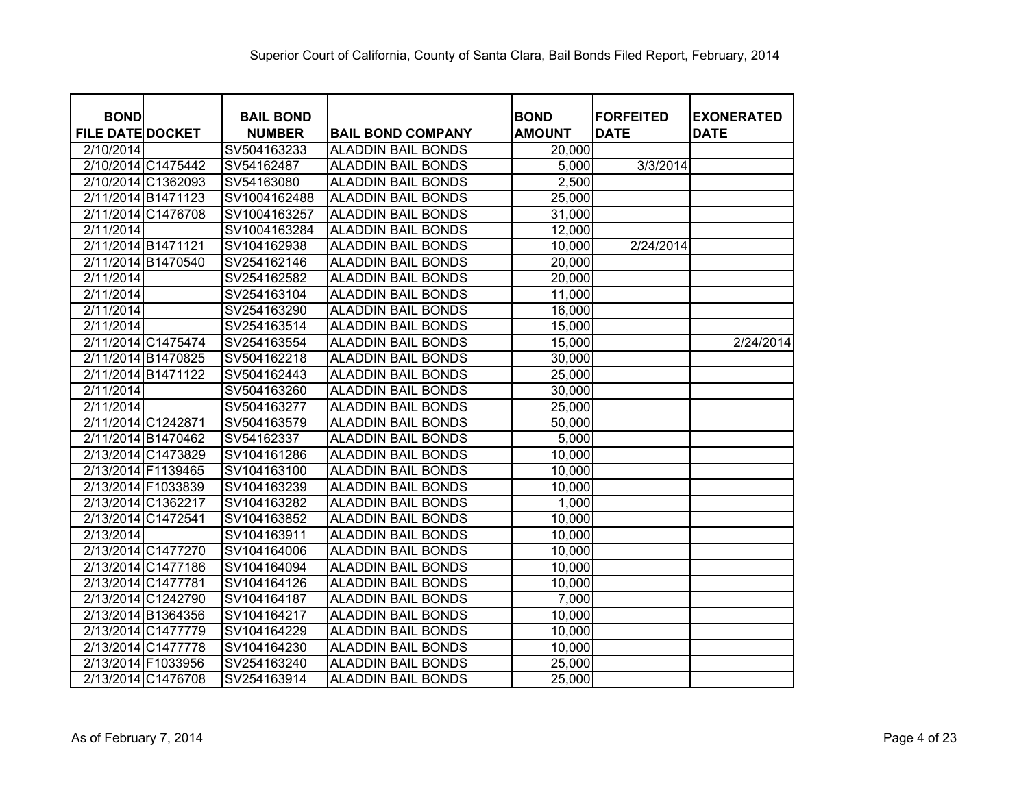Superior Court of California, County of Santa Clara, Bail Bonds Filed Report, February, 2014

| BOND FILE DATE | DOCKET | BAIL BOND NUMBER | BAIL BOND COMPANY | BOND AMOUNT | FORFEITED DATE | EXONERATED DATE |
|---|---|---|---|---|---|---|
| 2/10/2014 | | SV504163233 | ALADDIN BAIL BONDS | 20,000 | | |
| 2/10/2014 | C1475442 | SV54162487 | ALADDIN BAIL BONDS | 5,000 | 3/3/2014 | |
| 2/10/2014 | C1362093 | SV54163080 | ALADDIN BAIL BONDS | 2,500 | | |
| 2/11/2014 | B1471123 | SV1004162488 | ALADDIN BAIL BONDS | 25,000 | | |
| 2/11/2014 | C1476708 | SV1004163257 | ALADDIN BAIL BONDS | 31,000 | | |
| 2/11/2014 | | SV1004163284 | ALADDIN BAIL BONDS | 12,000 | | |
| 2/11/2014 | B1471121 | SV104162938 | ALADDIN BAIL BONDS | 10,000 | 2/24/2014 | |
| 2/11/2014 | B1470540 | SV254162146 | ALADDIN BAIL BONDS | 20,000 | | |
| 2/11/2014 | | SV254162582 | ALADDIN BAIL BONDS | 20,000 | | |
| 2/11/2014 | | SV254163104 | ALADDIN BAIL BONDS | 11,000 | | |
| 2/11/2014 | | SV254163290 | ALADDIN BAIL BONDS | 16,000 | | |
| 2/11/2014 | | SV254163514 | ALADDIN BAIL BONDS | 15,000 | | |
| 2/11/2014 | C1475474 | SV254163554 | ALADDIN BAIL BONDS | 15,000 | | 2/24/2014 |
| 2/11/2014 | B1470825 | SV504162218 | ALADDIN BAIL BONDS | 30,000 | | |
| 2/11/2014 | B1471122 | SV504162443 | ALADDIN BAIL BONDS | 25,000 | | |
| 2/11/2014 | | SV504163260 | ALADDIN BAIL BONDS | 30,000 | | |
| 2/11/2014 | | SV504163277 | ALADDIN BAIL BONDS | 25,000 | | |
| 2/11/2014 | C1242871 | SV504163579 | ALADDIN BAIL BONDS | 50,000 | | |
| 2/11/2014 | B1470462 | SV54162337 | ALADDIN BAIL BONDS | 5,000 | | |
| 2/13/2014 | C1473829 | SV104161286 | ALADDIN BAIL BONDS | 10,000 | | |
| 2/13/2014 | F1139465 | SV104163100 | ALADDIN BAIL BONDS | 10,000 | | |
| 2/13/2014 | F1033839 | SV104163239 | ALADDIN BAIL BONDS | 10,000 | | |
| 2/13/2014 | C1362217 | SV104163282 | ALADDIN BAIL BONDS | 1,000 | | |
| 2/13/2014 | C1472541 | SV104163852 | ALADDIN BAIL BONDS | 10,000 | | |
| 2/13/2014 | | SV104163911 | ALADDIN BAIL BONDS | 10,000 | | |
| 2/13/2014 | C1477270 | SV104164006 | ALADDIN BAIL BONDS | 10,000 | | |
| 2/13/2014 | C1477186 | SV104164094 | ALADDIN BAIL BONDS | 10,000 | | |
| 2/13/2014 | C1477781 | SV104164126 | ALADDIN BAIL BONDS | 10,000 | | |
| 2/13/2014 | C1242790 | SV104164187 | ALADDIN BAIL BONDS | 7,000 | | |
| 2/13/2014 | B1364356 | SV104164217 | ALADDIN BAIL BONDS | 10,000 | | |
| 2/13/2014 | C1477779 | SV104164229 | ALADDIN BAIL BONDS | 10,000 | | |
| 2/13/2014 | C1477778 | SV104164230 | ALADDIN BAIL BONDS | 10,000 | | |
| 2/13/2014 | F1033956 | SV254163240 | ALADDIN BAIL BONDS | 25,000 | | |
| 2/13/2014 | C1476708 | SV254163914 | ALADDIN BAIL BONDS | 25,000 | | |

As of February 7, 2014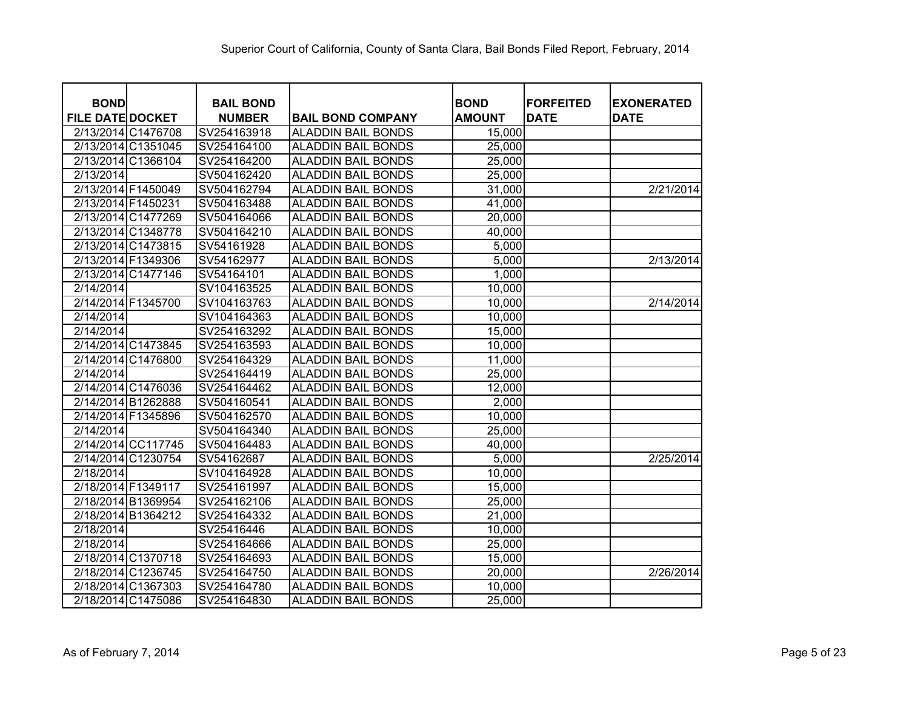Superior Court of California, County of Santa Clara, Bail Bonds Filed Report, February, 2014

| BOND FILE DATE | DOCKET | BAIL BOND NUMBER | BAIL BOND COMPANY | BOND AMOUNT | FORFEITED DATE | EXONERATED DATE |
|---|---|---|---|---|---|---|
| 2/13/2014 | C1476708 | SV254163918 | ALADDIN BAIL BONDS | 15,000 | | |
| 2/13/2014 | C1351045 | SV254164100 | ALADDIN BAIL BONDS | 25,000 | | |
| 2/13/2014 | C1366104 | SV254164200 | ALADDIN BAIL BONDS | 25,000 | | |
| 2/13/2014 | | SV504162420 | ALADDIN BAIL BONDS | 25,000 | | |
| 2/13/2014 | F1450049 | SV504162794 | ALADDIN BAIL BONDS | 31,000 | | 2/21/2014 |
| 2/13/2014 | F1450231 | SV504163488 | ALADDIN BAIL BONDS | 41,000 | | |
| 2/13/2014 | C1477269 | SV504164066 | ALADDIN BAIL BONDS | 20,000 | | |
| 2/13/2014 | C1348778 | SV504164210 | ALADDIN BAIL BONDS | 40,000 | | |
| 2/13/2014 | C1473815 | SV54161928 | ALADDIN BAIL BONDS | 5,000 | | |
| 2/13/2014 | F1349306 | SV54162977 | ALADDIN BAIL BONDS | 5,000 | | 2/13/2014 |
| 2/13/2014 | C1477146 | SV54164101 | ALADDIN BAIL BONDS | 1,000 | | |
| 2/14/2014 | | SV104163525 | ALADDIN BAIL BONDS | 10,000 | | |
| 2/14/2014 | F1345700 | SV104163763 | ALADDIN BAIL BONDS | 10,000 | | 2/14/2014 |
| 2/14/2014 | | SV104164363 | ALADDIN BAIL BONDS | 10,000 | | |
| 2/14/2014 | | SV254163292 | ALADDIN BAIL BONDS | 15,000 | | |
| 2/14/2014 | C1473845 | SV254163593 | ALADDIN BAIL BONDS | 10,000 | | |
| 2/14/2014 | C1476800 | SV254164329 | ALADDIN BAIL BONDS | 11,000 | | |
| 2/14/2014 | | SV254164419 | ALADDIN BAIL BONDS | 25,000 | | |
| 2/14/2014 | C1476036 | SV254164462 | ALADDIN BAIL BONDS | 12,000 | | |
| 2/14/2014 | B1262888 | SV504160541 | ALADDIN BAIL BONDS | 2,000 | | |
| 2/14/2014 | F1345896 | SV504162570 | ALADDIN BAIL BONDS | 10,000 | | |
| 2/14/2014 | | SV504164340 | ALADDIN BAIL BONDS | 25,000 | | |
| 2/14/2014 | CC117745 | SV504164483 | ALADDIN BAIL BONDS | 40,000 | | |
| 2/14/2014 | C1230754 | SV54162687 | ALADDIN BAIL BONDS | 5,000 | | 2/25/2014 |
| 2/18/2014 | | SV104164928 | ALADDIN BAIL BONDS | 10,000 | | |
| 2/18/2014 | F1349117 | SV254161997 | ALADDIN BAIL BONDS | 15,000 | | |
| 2/18/2014 | B1369954 | SV254162106 | ALADDIN BAIL BONDS | 25,000 | | |
| 2/18/2014 | B1364212 | SV254164332 | ALADDIN BAIL BONDS | 21,000 | | |
| 2/18/2014 | | SV25416446 | ALADDIN BAIL BONDS | 10,000 | | |
| 2/18/2014 | | SV254164666 | ALADDIN BAIL BONDS | 25,000 | | |
| 2/18/2014 | C1370718 | SV254164693 | ALADDIN BAIL BONDS | 15,000 | | |
| 2/18/2014 | C1236745 | SV254164750 | ALADDIN BAIL BONDS | 20,000 | | 2/26/2014 |
| 2/18/2014 | C1367303 | SV254164780 | ALADDIN BAIL BONDS | 10,000 | | |
| 2/18/2014 | C1475086 | SV254164830 | ALADDIN BAIL BONDS | 25,000 | | |

As of February 7, 2014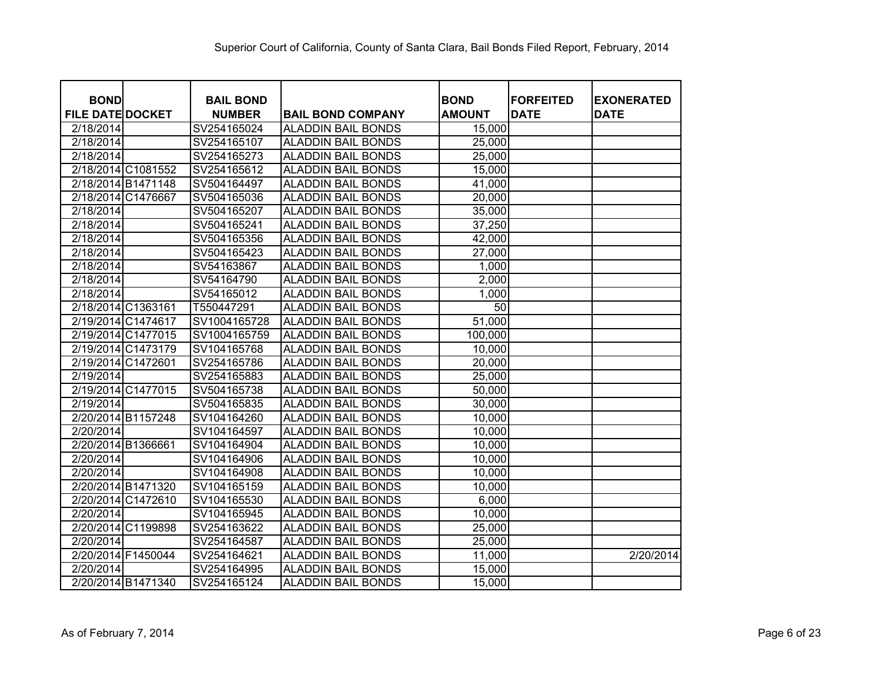Superior Court of California, County of Santa Clara, Bail Bonds Filed Report, February, 2014

| BOND FILE DATE | DOCKET | BAIL BOND NUMBER | BAIL BOND COMPANY | BOND AMOUNT | FORFEITED DATE | EXONERATED DATE |
|---|---|---|---|---|---|---|
| 2/18/2014 | | SV254165024 | ALADDIN BAIL BONDS | 15,000 | | |
| 2/18/2014 | | SV254165107 | ALADDIN BAIL BONDS | 25,000 | | |
| 2/18/2014 | | SV254165273 | ALADDIN BAIL BONDS | 25,000 | | |
| 2/18/2014 | C1081552 | SV254165612 | ALADDIN BAIL BONDS | 15,000 | | |
| 2/18/2014 | B1471148 | SV504164497 | ALADDIN BAIL BONDS | 41,000 | | |
| 2/18/2014 | C1476667 | SV504165036 | ALADDIN BAIL BONDS | 20,000 | | |
| 2/18/2014 | | SV504165207 | ALADDIN BAIL BONDS | 35,000 | | |
| 2/18/2014 | | SV504165241 | ALADDIN BAIL BONDS | 37,250 | | |
| 2/18/2014 | | SV504165356 | ALADDIN BAIL BONDS | 42,000 | | |
| 2/18/2014 | | SV504165423 | ALADDIN BAIL BONDS | 27,000 | | |
| 2/18/2014 | | SV54163867 | ALADDIN BAIL BONDS | 1,000 | | |
| 2/18/2014 | | SV54164790 | ALADDIN BAIL BONDS | 2,000 | | |
| 2/18/2014 | | SV54165012 | ALADDIN BAIL BONDS | 1,000 | | |
| 2/18/2014 | C1363161 | T550447291 | ALADDIN BAIL BONDS | 50 | | |
| 2/19/2014 | C1474617 | SV1004165728 | ALADDIN BAIL BONDS | 51,000 | | |
| 2/19/2014 | C1477015 | SV1004165759 | ALADDIN BAIL BONDS | 100,000 | | |
| 2/19/2014 | C1473179 | SV104165768 | ALADDIN BAIL BONDS | 10,000 | | |
| 2/19/2014 | C1472601 | SV254165786 | ALADDIN BAIL BONDS | 20,000 | | |
| 2/19/2014 | | SV254165883 | ALADDIN BAIL BONDS | 25,000 | | |
| 2/19/2014 | C1477015 | SV504165738 | ALADDIN BAIL BONDS | 50,000 | | |
| 2/19/2014 | | SV504165835 | ALADDIN BAIL BONDS | 30,000 | | |
| 2/20/2014 | B1157248 | SV104164260 | ALADDIN BAIL BONDS | 10,000 | | |
| 2/20/2014 | | SV104164597 | ALADDIN BAIL BONDS | 10,000 | | |
| 2/20/2014 | B1366661 | SV104164904 | ALADDIN BAIL BONDS | 10,000 | | |
| 2/20/2014 | | SV104164906 | ALADDIN BAIL BONDS | 10,000 | | |
| 2/20/2014 | | SV104164908 | ALADDIN BAIL BONDS | 10,000 | | |
| 2/20/2014 | B1471320 | SV104165159 | ALADDIN BAIL BONDS | 10,000 | | |
| 2/20/2014 | C1472610 | SV104165530 | ALADDIN BAIL BONDS | 6,000 | | |
| 2/20/2014 | | SV104165945 | ALADDIN BAIL BONDS | 10,000 | | |
| 2/20/2014 | C1199898 | SV254163622 | ALADDIN BAIL BONDS | 25,000 | | |
| 2/20/2014 | | SV254164587 | ALADDIN BAIL BONDS | 25,000 | | |
| 2/20/2014 | F1450044 | SV254164621 | ALADDIN BAIL BONDS | 11,000 | | 2/20/2014 |
| 2/20/2014 | | SV254164995 | ALADDIN BAIL BONDS | 15,000 | | |
| 2/20/2014 | B1471340 | SV254165124 | ALADDIN BAIL BONDS | 15,000 | | |

As of February 7, 2014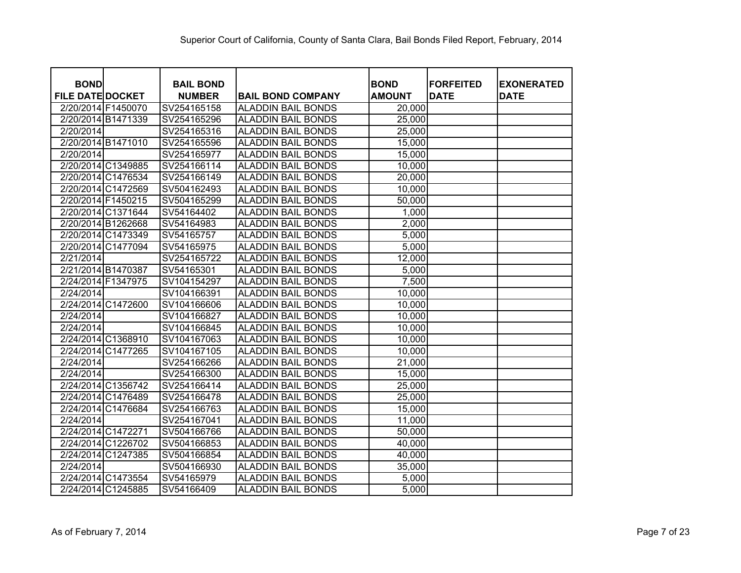Superior Court of California, County of Santa Clara, Bail Bonds Filed Report, February, 2014

| BOND FILE DATE | DOCKET | BAIL BOND NUMBER | BAIL BOND COMPANY | BOND AMOUNT | FORFEITED DATE | EXONERATED DATE |
|---|---|---|---|---|---|---|
| 2/20/2014 | F1450070 | SV254165158 | ALADDIN BAIL BONDS | 20,000 | | |
| 2/20/2014 | B1471339 | SV254165296 | ALADDIN BAIL BONDS | 25,000 | | |
| 2/20/2014 | | SV254165316 | ALADDIN BAIL BONDS | 25,000 | | |
| 2/20/2014 | B1471010 | SV254165596 | ALADDIN BAIL BONDS | 15,000 | | |
| 2/20/2014 | | SV254165977 | ALADDIN BAIL BONDS | 15,000 | | |
| 2/20/2014 | C1349885 | SV254166114 | ALADDIN BAIL BONDS | 10,000 | | |
| 2/20/2014 | C1476534 | SV254166149 | ALADDIN BAIL BONDS | 20,000 | | |
| 2/20/2014 | C1472569 | SV504162493 | ALADDIN BAIL BONDS | 10,000 | | |
| 2/20/2014 | F1450215 | SV504165299 | ALADDIN BAIL BONDS | 50,000 | | |
| 2/20/2014 | C1371644 | SV54164402 | ALADDIN BAIL BONDS | 1,000 | | |
| 2/20/2014 | B1262668 | SV54164983 | ALADDIN BAIL BONDS | 2,000 | | |
| 2/20/2014 | C1473349 | SV54165757 | ALADDIN BAIL BONDS | 5,000 | | |
| 2/20/2014 | C1477094 | SV54165975 | ALADDIN BAIL BONDS | 5,000 | | |
| 2/21/2014 | | SV254165722 | ALADDIN BAIL BONDS | 12,000 | | |
| 2/21/2014 | B1470387 | SV54165301 | ALADDIN BAIL BONDS | 5,000 | | |
| 2/24/2014 | F1347975 | SV104154297 | ALADDIN BAIL BONDS | 7,500 | | |
| 2/24/2014 | | SV104166391 | ALADDIN BAIL BONDS | 10,000 | | |
| 2/24/2014 | C1472600 | SV104166606 | ALADDIN BAIL BONDS | 10,000 | | |
| 2/24/2014 | | SV104166827 | ALADDIN BAIL BONDS | 10,000 | | |
| 2/24/2014 | | SV104166845 | ALADDIN BAIL BONDS | 10,000 | | |
| 2/24/2014 | C1368910 | SV104167063 | ALADDIN BAIL BONDS | 10,000 | | |
| 2/24/2014 | C1477265 | SV104167105 | ALADDIN BAIL BONDS | 10,000 | | |
| 2/24/2014 | | SV254166266 | ALADDIN BAIL BONDS | 21,000 | | |
| 2/24/2014 | | SV254166300 | ALADDIN BAIL BONDS | 15,000 | | |
| 2/24/2014 | C1356742 | SV254166414 | ALADDIN BAIL BONDS | 25,000 | | |
| 2/24/2014 | C1476489 | SV254166478 | ALADDIN BAIL BONDS | 25,000 | | |
| 2/24/2014 | C1476684 | SV254166763 | ALADDIN BAIL BONDS | 15,000 | | |
| 2/24/2014 | | SV254167041 | ALADDIN BAIL BONDS | 11,000 | | |
| 2/24/2014 | C1472271 | SV504166766 | ALADDIN BAIL BONDS | 50,000 | | |
| 2/24/2014 | C1226702 | SV504166853 | ALADDIN BAIL BONDS | 40,000 | | |
| 2/24/2014 | C1247385 | SV504166854 | ALADDIN BAIL BONDS | 40,000 | | |
| 2/24/2014 | | SV504166930 | ALADDIN BAIL BONDS | 35,000 | | |
| 2/24/2014 | C1473554 | SV54165979 | ALADDIN BAIL BONDS | 5,000 | | |
| 2/24/2014 | C1245885 | SV54166409 | ALADDIN BAIL BONDS | 5,000 | | |

As of February 7, 2014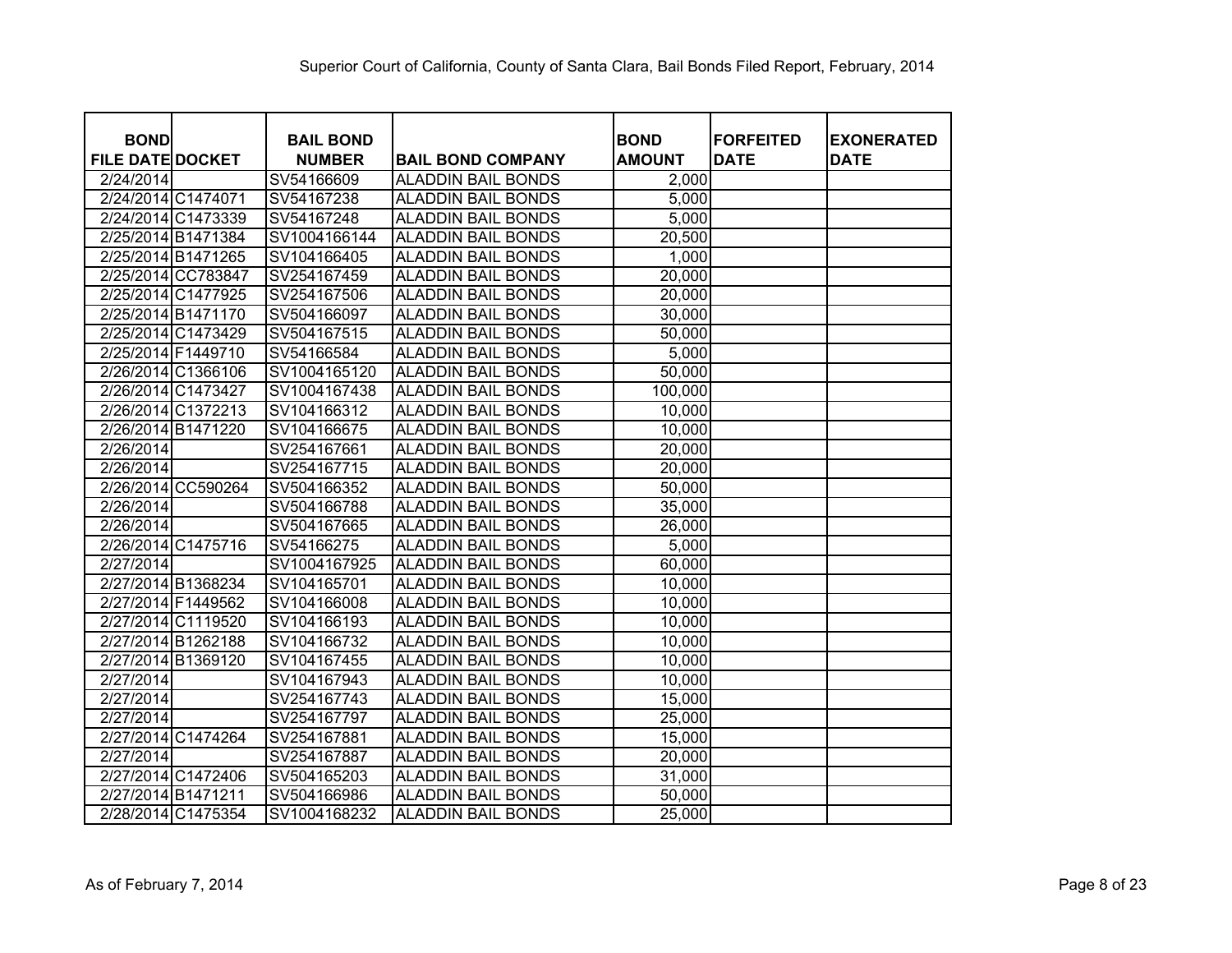# Superior Court of California, County of Santa Clara, Bail Bonds Filed Report, February, 2014

| BOND FILE DATE | DOCKET | BAIL BOND NUMBER | BAIL BOND COMPANY | BOND AMOUNT | FORFEITED DATE | EXONERATED DATE |
|---|---|---|---|---|---|---|
| 2/24/2014 | | SV54166609 | ALADDIN BAIL BONDS | 2,000 | | |
| 2/24/2014 | C1474071 | SV54167238 | ALADDIN BAIL BONDS | 5,000 | | |
| 2/24/2014 | C1473339 | SV54167248 | ALADDIN BAIL BONDS | 5,000 | | |
| 2/25/2014 | B1471384 | SV1004166144 | ALADDIN BAIL BONDS | 20,500 | | |
| 2/25/2014 | B1471265 | SV104166405 | ALADDIN BAIL BONDS | 1,000 | | |
| 2/25/2014 | CC783847 | SV254167459 | ALADDIN BAIL BONDS | 20,000 | | |
| 2/25/2014 | C1477925 | SV254167506 | ALADDIN BAIL BONDS | 20,000 | | |
| 2/25/2014 | B1471170 | SV504166097 | ALADDIN BAIL BONDS | 30,000 | | |
| 2/25/2014 | C1473429 | SV504167515 | ALADDIN BAIL BONDS | 50,000 | | |
| 2/25/2014 | F1449710 | SV54166584 | ALADDIN BAIL BONDS | 5,000 | | |
| 2/26/2014 | C1366106 | SV1004165120 | ALADDIN BAIL BONDS | 50,000 | | |
| 2/26/2014 | C1473427 | SV1004167438 | ALADDIN BAIL BONDS | 100,000 | | |
| 2/26/2014 | C1372213 | SV104166312 | ALADDIN BAIL BONDS | 10,000 | | |
| 2/26/2014 | B1471220 | SV104166675 | ALADDIN BAIL BONDS | 10,000 | | |
| 2/26/2014 | | SV254167661 | ALADDIN BAIL BONDS | 20,000 | | |
| 2/26/2014 | | SV254167715 | ALADDIN BAIL BONDS | 20,000 | | |
| 2/26/2014 | CC590264 | SV504166352 | ALADDIN BAIL BONDS | 50,000 | | |
| 2/26/2014 | | SV504166788 | ALADDIN BAIL BONDS | 35,000 | | |
| 2/26/2014 | | SV504167665 | ALADDIN BAIL BONDS | 26,000 | | |
| 2/26/2014 | C1475716 | SV54166275 | ALADDIN BAIL BONDS | 5,000 | | |
| 2/27/2014 | | SV1004167925 | ALADDIN BAIL BONDS | 60,000 | | |
| 2/27/2014 | B1368234 | SV104165701 | ALADDIN BAIL BONDS | 10,000 | | |
| 2/27/2014 | F1449562 | SV104166008 | ALADDIN BAIL BONDS | 10,000 | | |
| 2/27/2014 | C1119520 | SV104166193 | ALADDIN BAIL BONDS | 10,000 | | |
| 2/27/2014 | B1262188 | SV104166732 | ALADDIN BAIL BONDS | 10,000 | | |
| 2/27/2014 | B1369120 | SV104167455 | ALADDIN BAIL BONDS | 10,000 | | |
| 2/27/2014 | | SV104167943 | ALADDIN BAIL BONDS | 10,000 | | |
| 2/27/2014 | | SV254167743 | ALADDIN BAIL BONDS | 15,000 | | |
| 2/27/2014 | | SV254167797 | ALADDIN BAIL BONDS | 25,000 | | |
| 2/27/2014 | C1474264 | SV254167881 | ALADDIN BAIL BONDS | 15,000 | | |
| 2/27/2014 | | SV254167887 | ALADDIN BAIL BONDS | 20,000 | | |
| 2/27/2014 | C1472406 | SV504165203 | ALADDIN BAIL BONDS | 31,000 | | |
| 2/27/2014 | B1471211 | SV504166986 | ALADDIN BAIL BONDS | 50,000 | | |
| 2/28/2014 | C1475354 | SV1004168232 | ALADDIN BAIL BONDS | 25,000 | | |

As of February 7, 2014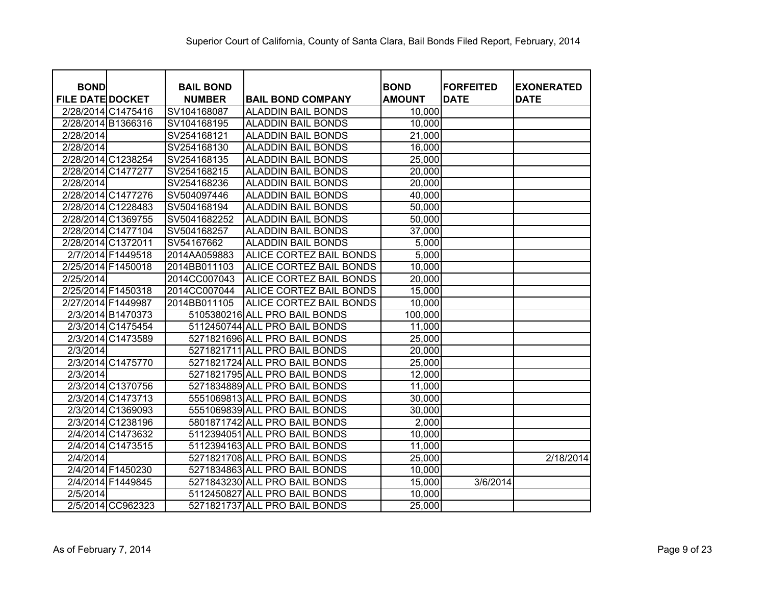Superior Court of California, County of Santa Clara, Bail Bonds Filed Report, February, 2014

| BOND FILE DATE | DOCKET | BAIL BOND NUMBER | BAIL BOND COMPANY | BOND AMOUNT | FORFEITED DATE | EXONERATED DATE |
|---|---|---|---|---|---|---|
| 2/28/2014 | C1475416 | SV104168087 | ALADDIN BAIL BONDS | 10,000 | | |
| 2/28/2014 | B1366316 | SV104168195 | ALADDIN BAIL BONDS | 10,000 | | |
| 2/28/2014 | | SV254168121 | ALADDIN BAIL BONDS | 21,000 | | |
| 2/28/2014 | | SV254168130 | ALADDIN BAIL BONDS | 16,000 | | |
| 2/28/2014 | C1238254 | SV254168135 | ALADDIN BAIL BONDS | 25,000 | | |
| 2/28/2014 | C1477277 | SV254168215 | ALADDIN BAIL BONDS | 20,000 | | |
| 2/28/2014 | | SV254168236 | ALADDIN BAIL BONDS | 20,000 | | |
| 2/28/2014 | C1477276 | SV504097446 | ALADDIN BAIL BONDS | 40,000 | | |
| 2/28/2014 | C1228483 | SV504168194 | ALADDIN BAIL BONDS | 50,000 | | |
| 2/28/2014 | C1369755 | SV5041682252 | ALADDIN BAIL BONDS | 50,000 | | |
| 2/28/2014 | C1477104 | SV504168257 | ALADDIN BAIL BONDS | 37,000 | | |
| 2/28/2014 | C1372011 | SV54167662 | ALADDIN BAIL BONDS | 5,000 | | |
| 2/7/2014 | F1449518 | 2014AA059883 | ALICE CORTEZ BAIL BONDS | 5,000 | | |
| 2/25/2014 | F1450018 | 2014BB011103 | ALICE CORTEZ BAIL BONDS | 10,000 | | |
| 2/25/2014 | | 2014CC007043 | ALICE CORTEZ BAIL BONDS | 20,000 | | |
| 2/25/2014 | F1450318 | 2014CC007044 | ALICE CORTEZ BAIL BONDS | 15,000 | | |
| 2/27/2014 | F1449987 | 2014BB011105 | ALICE CORTEZ BAIL BONDS | 10,000 | | |
| 2/3/2014 | B1470373 | 5105380216 | ALL PRO BAIL BONDS | 100,000 | | |
| 2/3/2014 | C1475454 | 5112450744 | ALL PRO BAIL BONDS | 11,000 | | |
| 2/3/2014 | C1473589 | 5271821696 | ALL PRO BAIL BONDS | 25,000 | | |
| 2/3/2014 | | 5271821711 | ALL PRO BAIL BONDS | 20,000 | | |
| 2/3/2014 | C1475770 | 5271821724 | ALL PRO BAIL BONDS | 25,000 | | |
| 2/3/2014 | | 5271821795 | ALL PRO BAIL BONDS | 12,000 | | |
| 2/3/2014 | C1370756 | 5271834889 | ALL PRO BAIL BONDS | 11,000 | | |
| 2/3/2014 | C1473713 | 5551069813 | ALL PRO BAIL BONDS | 30,000 | | |
| 2/3/2014 | C1369093 | 5551069839 | ALL PRO BAIL BONDS | 30,000 | | |
| 2/3/2014 | C1238196 | 5801871742 | ALL PRO BAIL BONDS | 2,000 | | |
| 2/4/2014 | C1473632 | 5112394051 | ALL PRO BAIL BONDS | 10,000 | | |
| 2/4/2014 | C1473515 | 5112394163 | ALL PRO BAIL BONDS | 11,000 | | |
| 2/4/2014 | | 5271821708 | ALL PRO BAIL BONDS | 25,000 | | 2/18/2014 |
| 2/4/2014 | F1450230 | 5271834863 | ALL PRO BAIL BONDS | 10,000 | | |
| 2/4/2014 | F1449845 | 5271843230 | ALL PRO BAIL BONDS | 15,000 | 3/6/2014 | |
| 2/5/2014 | | 5112450827 | ALL PRO BAIL BONDS | 10,000 | | |
| 2/5/2014 | CC962323 | 5271821737 | ALL PRO BAIL BONDS | 25,000 | | |

As of February 7, 2014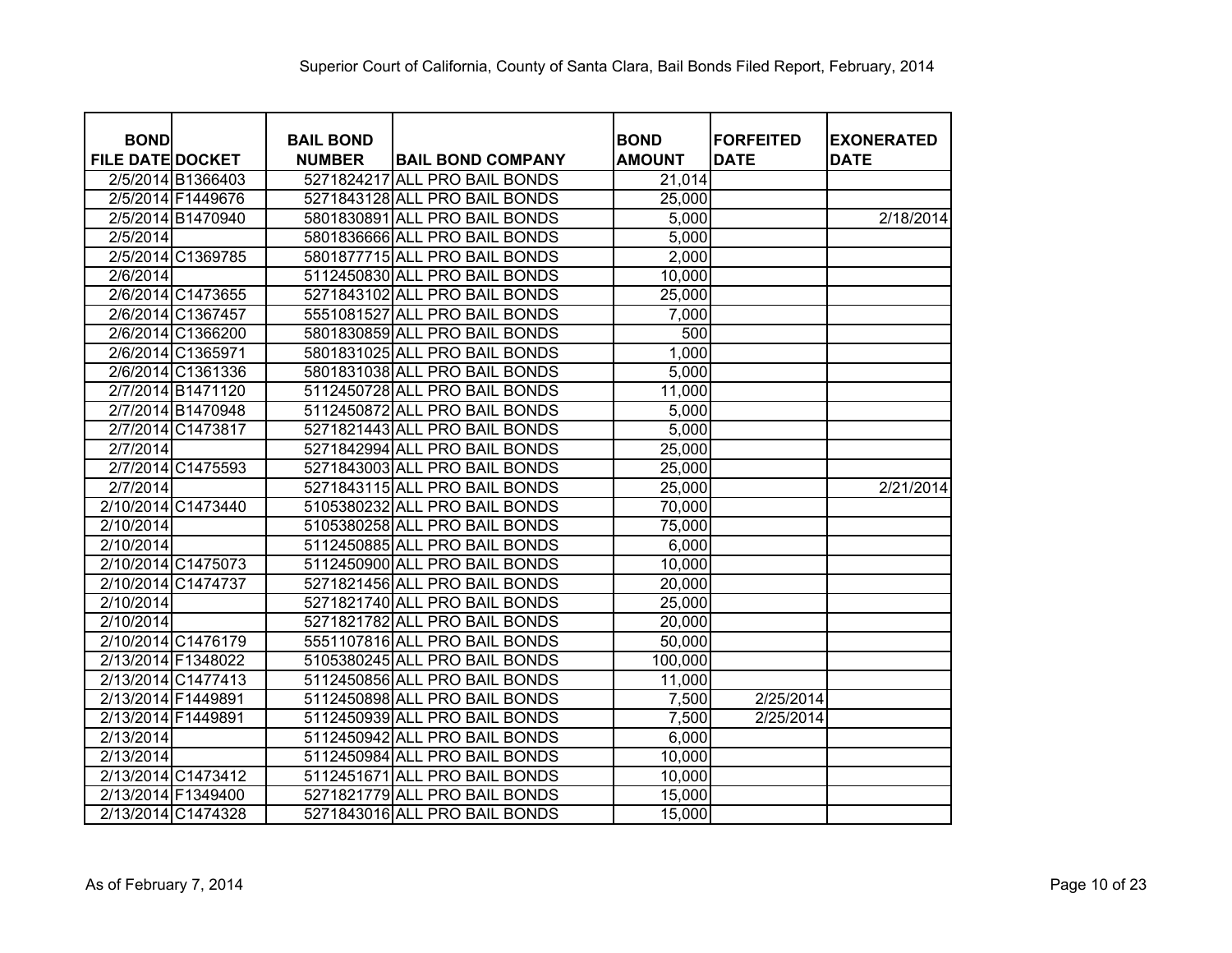Superior Court of California, County of Santa Clara, Bail Bonds Filed Report, February, 2014

| BOND FILE DATE | DOCKET | BAIL BOND NUMBER | BAIL BOND COMPANY | BOND AMOUNT | FORFEITED DATE | EXONERATED DATE |
|---|---|---|---|---|---|---|
| 2/5/2014 | B1366403 | 5271824217 | ALL PRO BAIL BONDS | 21,014 | | |
| 2/5/2014 | F1449676 | 5271843128 | ALL PRO BAIL BONDS | 25,000 | | |
| 2/5/2014 | B1470940 | 5801830891 | ALL PRO BAIL BONDS | 5,000 | | 2/18/2014 |
| 2/5/2014 | | 5801836666 | ALL PRO BAIL BONDS | 5,000 | | |
| 2/5/2014 | C1369785 | 5801877715 | ALL PRO BAIL BONDS | 2,000 | | |
| 2/6/2014 | | 5112450830 | ALL PRO BAIL BONDS | 10,000 | | |
| 2/6/2014 | C1473655 | 5271843102 | ALL PRO BAIL BONDS | 25,000 | | |
| 2/6/2014 | C1367457 | 5551081527 | ALL PRO BAIL BONDS | 7,000 | | |
| 2/6/2014 | C1366200 | 5801830859 | ALL PRO BAIL BONDS | 500 | | |
| 2/6/2014 | C1365971 | 5801831025 | ALL PRO BAIL BONDS | 1,000 | | |
| 2/6/2014 | C1361336 | 5801831038 | ALL PRO BAIL BONDS | 5,000 | | |
| 2/7/2014 | B1471120 | 5112450728 | ALL PRO BAIL BONDS | 11,000 | | |
| 2/7/2014 | B1470948 | 5112450872 | ALL PRO BAIL BONDS | 5,000 | | |
| 2/7/2014 | C1473817 | 5271821443 | ALL PRO BAIL BONDS | 5,000 | | |
| 2/7/2014 | | 5271842994 | ALL PRO BAIL BONDS | 25,000 | | |
| 2/7/2014 | C1475593 | 5271843003 | ALL PRO BAIL BONDS | 25,000 | | |
| 2/7/2014 | | 5271843115 | ALL PRO BAIL BONDS | 25,000 | | 2/21/2014 |
| 2/10/2014 | C1473440 | 5105380232 | ALL PRO BAIL BONDS | 70,000 | | |
| 2/10/2014 | | 5105380258 | ALL PRO BAIL BONDS | 75,000 | | |
| 2/10/2014 | | 5112450885 | ALL PRO BAIL BONDS | 6,000 | | |
| 2/10/2014 | C1475073 | 5112450900 | ALL PRO BAIL BONDS | 10,000 | | |
| 2/10/2014 | C1474737 | 5271821456 | ALL PRO BAIL BONDS | 20,000 | | |
| 2/10/2014 | | 5271821740 | ALL PRO BAIL BONDS | 25,000 | | |
| 2/10/2014 | | 5271821782 | ALL PRO BAIL BONDS | 20,000 | | |
| 2/10/2014 | C1476179 | 5551107816 | ALL PRO BAIL BONDS | 50,000 | | |
| 2/13/2014 | F1348022 | 5105380245 | ALL PRO BAIL BONDS | 100,000 | | |
| 2/13/2014 | C1477413 | 5112450856 | ALL PRO BAIL BONDS | 11,000 | | |
| 2/13/2014 | F1449891 | 5112450898 | ALL PRO BAIL BONDS | 7,500 | 2/25/2014 | |
| 2/13/2014 | F1449891 | 5112450939 | ALL PRO BAIL BONDS | 7,500 | 2/25/2014 | |
| 2/13/2014 | | 5112450942 | ALL PRO BAIL BONDS | 6,000 | | |
| 2/13/2014 | | 5112450984 | ALL PRO BAIL BONDS | 10,000 | | |
| 2/13/2014 | C1473412 | 5112451671 | ALL PRO BAIL BONDS | 10,000 | | |
| 2/13/2014 | F1349400 | 5271821779 | ALL PRO BAIL BONDS | 15,000 | | |
| 2/13/2014 | C1474328 | 5271843016 | ALL PRO BAIL BONDS | 15,000 | | |

As of February 7, 2014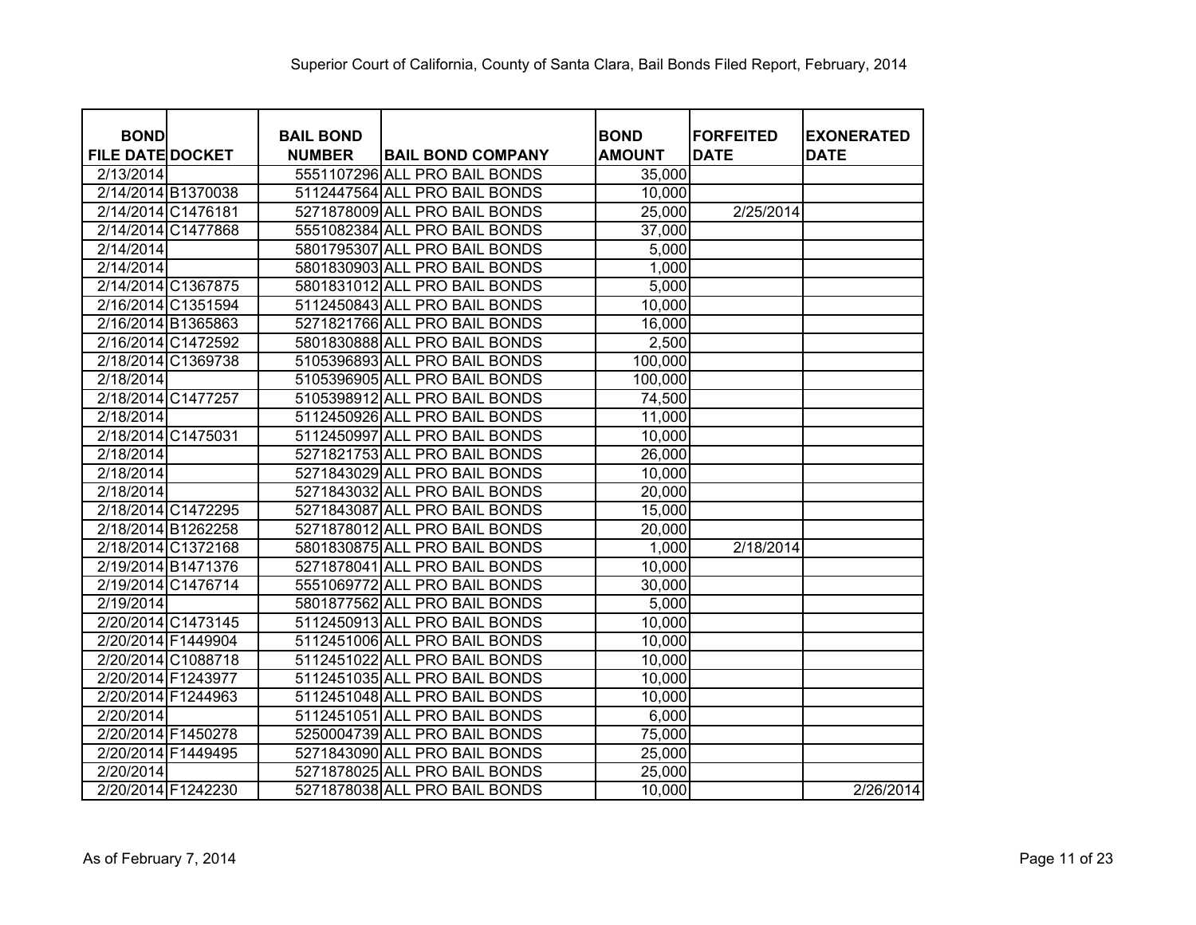Superior Court of California, County of Santa Clara, Bail Bonds Filed Report, February, 2014

| BOND FILE DATE | DOCKET | BAIL BOND NUMBER | BAIL BOND COMPANY | BOND AMOUNT | FORFEITED DATE | EXONERATED DATE |
|---|---|---|---|---|---|---|
| 2/13/2014 | | 5551107296 | ALL PRO BAIL BONDS | 35,000 | | |
| 2/14/2014 | B1370038 | 5112447564 | ALL PRO BAIL BONDS | 10,000 | | |
| 2/14/2014 | C1476181 | 5271878009 | ALL PRO BAIL BONDS | 25,000 | 2/25/2014 | |
| 2/14/2014 | C1477868 | 5551082384 | ALL PRO BAIL BONDS | 37,000 | | |
| 2/14/2014 | | 5801795307 | ALL PRO BAIL BONDS | 5,000 | | |
| 2/14/2014 | | 5801830903 | ALL PRO BAIL BONDS | 1,000 | | |
| 2/14/2014 | C1367875 | 5801831012 | ALL PRO BAIL BONDS | 5,000 | | |
| 2/16/2014 | C1351594 | 5112450843 | ALL PRO BAIL BONDS | 10,000 | | |
| 2/16/2014 | B1365863 | 5271821766 | ALL PRO BAIL BONDS | 16,000 | | |
| 2/16/2014 | C1472592 | 5801830888 | ALL PRO BAIL BONDS | 2,500 | | |
| 2/18/2014 | C1369738 | 5105396893 | ALL PRO BAIL BONDS | 100,000 | | |
| 2/18/2014 | | 5105396905 | ALL PRO BAIL BONDS | 100,000 | | |
| 2/18/2014 | C1477257 | 5105398912 | ALL PRO BAIL BONDS | 74,500 | | |
| 2/18/2014 | | 5112450926 | ALL PRO BAIL BONDS | 11,000 | | |
| 2/18/2014 | C1475031 | 5112450997 | ALL PRO BAIL BONDS | 10,000 | | |
| 2/18/2014 | | 5271821753 | ALL PRO BAIL BONDS | 26,000 | | |
| 2/18/2014 | | 5271843029 | ALL PRO BAIL BONDS | 10,000 | | |
| 2/18/2014 | | 5271843032 | ALL PRO BAIL BONDS | 20,000 | | |
| 2/18/2014 | C1472295 | 5271843087 | ALL PRO BAIL BONDS | 15,000 | | |
| 2/18/2014 | B1262258 | 5271878012 | ALL PRO BAIL BONDS | 20,000 | | |
| 2/18/2014 | C1372168 | 5801830875 | ALL PRO BAIL BONDS | 1,000 | 2/18/2014 | |
| 2/19/2014 | B1471376 | 5271878041 | ALL PRO BAIL BONDS | 10,000 | | |
| 2/19/2014 | C1476714 | 5551069772 | ALL PRO BAIL BONDS | 30,000 | | |
| 2/19/2014 | | 5801877562 | ALL PRO BAIL BONDS | 5,000 | | |
| 2/20/2014 | C1473145 | 5112450913 | ALL PRO BAIL BONDS | 10,000 | | |
| 2/20/2014 | F1449904 | 5112451006 | ALL PRO BAIL BONDS | 10,000 | | |
| 2/20/2014 | C1088718 | 5112451022 | ALL PRO BAIL BONDS | 10,000 | | |
| 2/20/2014 | F1243977 | 5112451035 | ALL PRO BAIL BONDS | 10,000 | | |
| 2/20/2014 | F1244963 | 5112451048 | ALL PRO BAIL BONDS | 10,000 | | |
| 2/20/2014 | | 5112451051 | ALL PRO BAIL BONDS | 6,000 | | |
| 2/20/2014 | F1450278 | 5250004739 | ALL PRO BAIL BONDS | 75,000 | | |
| 2/20/2014 | F1449495 | 5271843090 | ALL PRO BAIL BONDS | 25,000 | | |
| 2/20/2014 | | 5271878025 | ALL PRO BAIL BONDS | 25,000 | | |
| 2/20/2014 | F1242230 | 5271878038 | ALL PRO BAIL BONDS | 10,000 | | 2/26/2014 |

As of February 7, 2014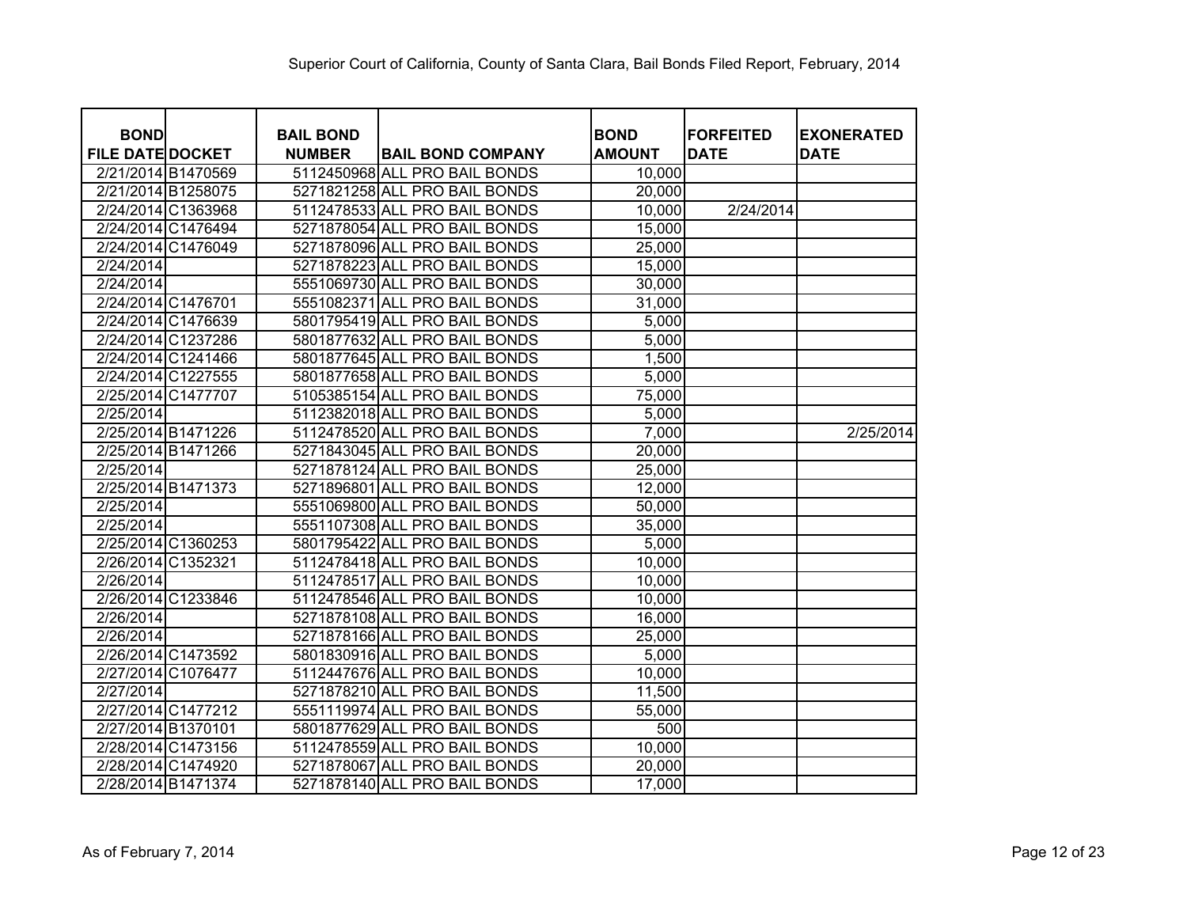| BOND FILE DATE | DOCKET | BAIL BOND NUMBER | BAIL BOND COMPANY | BOND AMOUNT | FORFEITED DATE | EXONERATED DATE |
|---|---|---|---|---|---|---|
| 2/21/2014 | B1470569 | 5112450968 | ALL PRO BAIL BONDS | 10,000 | | |
| 2/21/2014 | B1258075 | 5271821258 | ALL PRO BAIL BONDS | 20,000 | | |
| 2/24/2014 | C1363968 | 5112478533 | ALL PRO BAIL BONDS | 10,000 | 2/24/2014 | |
| 2/24/2014 | C1476494 | 5271878054 | ALL PRO BAIL BONDS | 15,000 | | |
| 2/24/2014 | C1476049 | 5271878096 | ALL PRO BAIL BONDS | 25,000 | | |
| 2/24/2014 | | 5271878223 | ALL PRO BAIL BONDS | 15,000 | | |
| 2/24/2014 | | 5551069730 | ALL PRO BAIL BONDS | 30,000 | | |
| 2/24/2014 | C1476701 | 5551082371 | ALL PRO BAIL BONDS | 31,000 | | |
| 2/24/2014 | C1476639 | 5801795419 | ALL PRO BAIL BONDS | 5,000 | | |
| 2/24/2014 | C1237286 | 5801877632 | ALL PRO BAIL BONDS | 5,000 | | |
| 2/24/2014 | C1241466 | 5801877645 | ALL PRO BAIL BONDS | 1,500 | | |
| 2/24/2014 | C1227555 | 5801877658 | ALL PRO BAIL BONDS | 5,000 | | |
| 2/25/2014 | C1477707 | 5105385154 | ALL PRO BAIL BONDS | 75,000 | | |
| 2/25/2014 | | 5112382018 | ALL PRO BAIL BONDS | 5,000 | | |
| 2/25/2014 | B1471226 | 5112478520 | ALL PRO BAIL BONDS | 7,000 | | 2/25/2014 |
| 2/25/2014 | B1471266 | 5271843045 | ALL PRO BAIL BONDS | 20,000 | | |
| 2/25/2014 | | 5271878124 | ALL PRO BAIL BONDS | 25,000 | | |
| 2/25/2014 | B1471373 | 5271896801 | ALL PRO BAIL BONDS | 12,000 | | |
| 2/25/2014 | | 5551069800 | ALL PRO BAIL BONDS | 50,000 | | |
| 2/25/2014 | | 5551107308 | ALL PRO BAIL BONDS | 35,000 | | |
| 2/25/2014 | C1360253 | 5801795422 | ALL PRO BAIL BONDS | 5,000 | | |
| 2/26/2014 | C1352321 | 5112478418 | ALL PRO BAIL BONDS | 10,000 | | |
| 2/26/2014 | | 5112478517 | ALL PRO BAIL BONDS | 10,000 | | |
| 2/26/2014 | C1233846 | 5112478546 | ALL PRO BAIL BONDS | 10,000 | | |
| 2/26/2014 | | 5271878108 | ALL PRO BAIL BONDS | 16,000 | | |
| 2/26/2014 | | 5271878166 | ALL PRO BAIL BONDS | 25,000 | | |
| 2/26/2014 | C1473592 | 5801830916 | ALL PRO BAIL BONDS | 5,000 | | |
| 2/27/2014 | C1076477 | 5112447676 | ALL PRO BAIL BONDS | 10,000 | | |
| 2/27/2014 | | 5271878210 | ALL PRO BAIL BONDS | 11,500 | | |
| 2/27/2014 | C1477212 | 5551119974 | ALL PRO BAIL BONDS | 55,000 | | |
| 2/27/2014 | B1370101 | 5801877629 | ALL PRO BAIL BONDS | 500 | | |
| 2/28/2014 | C1473156 | 5112478559 | ALL PRO BAIL BONDS | 10,000 | | |
| 2/28/2014 | C1474920 | 5271878067 | ALL PRO BAIL BONDS | 20,000 | | |
| 2/28/2014 | B1471374 | 5271878140 | ALL PRO BAIL BONDS | 17,000 | | |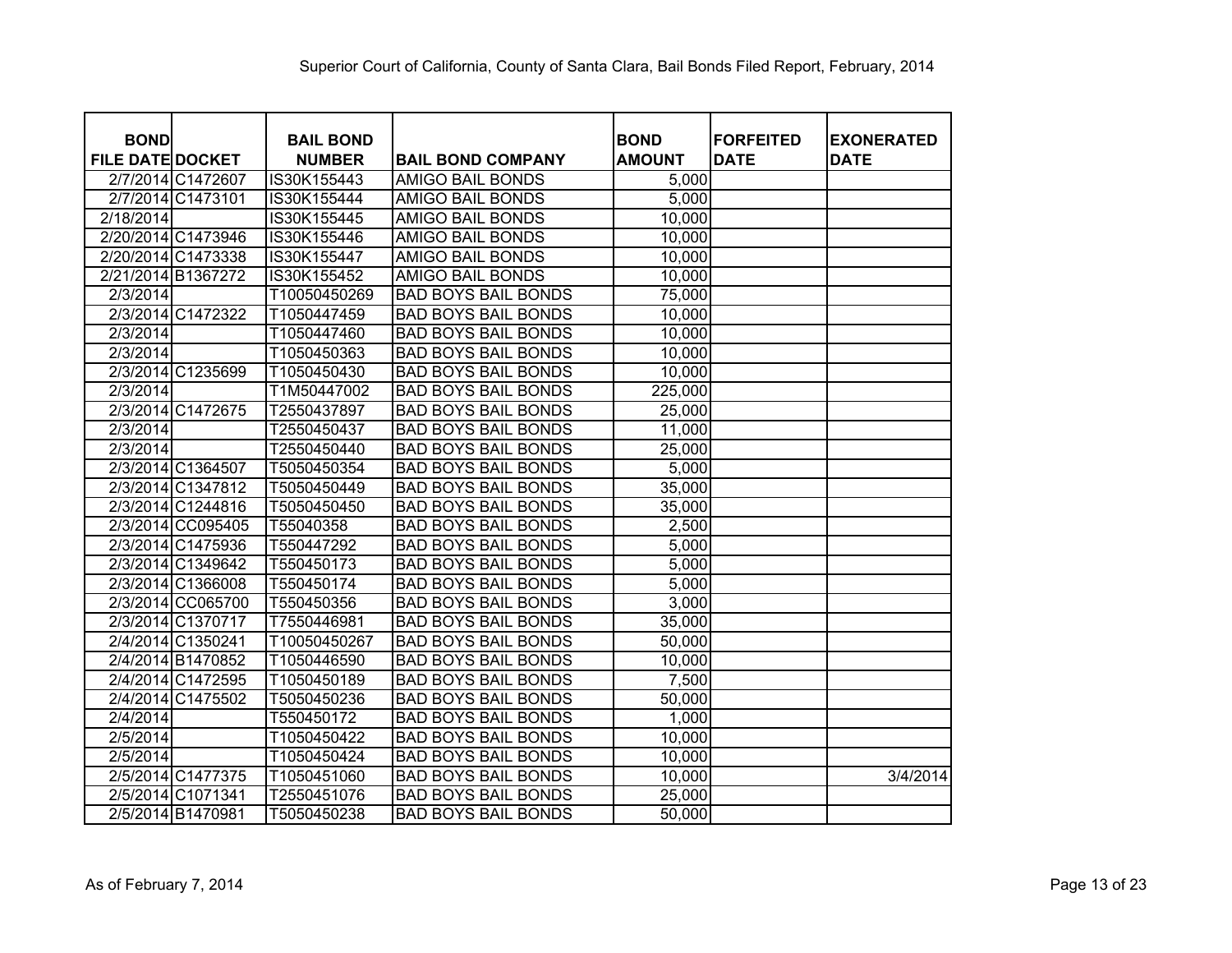Superior Court of California, County of Santa Clara, Bail Bonds Filed Report, February, 2014

| BOND FILE DATE | DOCKET | BAIL BOND NUMBER | BAIL BOND COMPANY | BOND AMOUNT | FORFEITED DATE | EXONERATED DATE |
|---|---|---|---|---|---|---|
| 2/7/2014 | C1472607 | IS30K155443 | AMIGO BAIL BONDS | 5,000 | | |
| 2/7/2014 | C1473101 | IS30K155444 | AMIGO BAIL BONDS | 5,000 | | |
| 2/18/2014 | | IS30K155445 | AMIGO BAIL BONDS | 10,000 | | |
| 2/20/2014 | C1473946 | IS30K155446 | AMIGO BAIL BONDS | 10,000 | | |
| 2/20/2014 | C1473338 | IS30K155447 | AMIGO BAIL BONDS | 10,000 | | |
| 2/21/2014 | B1367272 | IS30K155452 | AMIGO BAIL BONDS | 10,000 | | |
| 2/3/2014 | | T10050450269 | BAD BOYS BAIL BONDS | 75,000 | | |
| 2/3/2014 | C1472322 | T1050447459 | BAD BOYS BAIL BONDS | 10,000 | | |
| 2/3/2014 | | T1050447460 | BAD BOYS BAIL BONDS | 10,000 | | |
| 2/3/2014 | | T1050450363 | BAD BOYS BAIL BONDS | 10,000 | | |
| 2/3/2014 | C1235699 | T1050450430 | BAD BOYS BAIL BONDS | 10,000 | | |
| 2/3/2014 | | T1M50447002 | BAD BOYS BAIL BONDS | 225,000 | | |
| 2/3/2014 | C1472675 | T2550437897 | BAD BOYS BAIL BONDS | 25,000 | | |
| 2/3/2014 | | T2550450437 | BAD BOYS BAIL BONDS | 11,000 | | |
| 2/3/2014 | | T2550450440 | BAD BOYS BAIL BONDS | 25,000 | | |
| 2/3/2014 | C1364507 | T5050450354 | BAD BOYS BAIL BONDS | 5,000 | | |
| 2/3/2014 | C1347812 | T5050450449 | BAD BOYS BAIL BONDS | 35,000 | | |
| 2/3/2014 | C1244816 | T5050450450 | BAD BOYS BAIL BONDS | 35,000 | | |
| 2/3/2014 | CC095405 | T55040358 | BAD BOYS BAIL BONDS | 2,500 | | |
| 2/3/2014 | C1475936 | T550447292 | BAD BOYS BAIL BONDS | 5,000 | | |
| 2/3/2014 | C1349642 | T550450173 | BAD BOYS BAIL BONDS | 5,000 | | |
| 2/3/2014 | C1366008 | T550450174 | BAD BOYS BAIL BONDS | 5,000 | | |
| 2/3/2014 | CC065700 | T550450356 | BAD BOYS BAIL BONDS | 3,000 | | |
| 2/3/2014 | C1370717 | T7550446981 | BAD BOYS BAIL BONDS | 35,000 | | |
| 2/4/2014 | C1350241 | T10050450267 | BAD BOYS BAIL BONDS | 50,000 | | |
| 2/4/2014 | B1470852 | T1050446590 | BAD BOYS BAIL BONDS | 10,000 | | |
| 2/4/2014 | C1472595 | T1050450189 | BAD BOYS BAIL BONDS | 7,500 | | |
| 2/4/2014 | C1475502 | T5050450236 | BAD BOYS BAIL BONDS | 50,000 | | |
| 2/4/2014 | | T550450172 | BAD BOYS BAIL BONDS | 1,000 | | |
| 2/5/2014 | | T1050450422 | BAD BOYS BAIL BONDS | 10,000 | | |
| 2/5/2014 | | T1050450424 | BAD BOYS BAIL BONDS | 10,000 | | |
| 2/5/2014 | C1477375 | T1050451060 | BAD BOYS BAIL BONDS | 10,000 | | 3/4/2014 |
| 2/5/2014 | C1071341 | T2550451076 | BAD BOYS BAIL BONDS | 25,000 | | |
| 2/5/2014 | B1470981 | T5050450238 | BAD BOYS BAIL BONDS | 50,000 | | |

As of February 7, 2014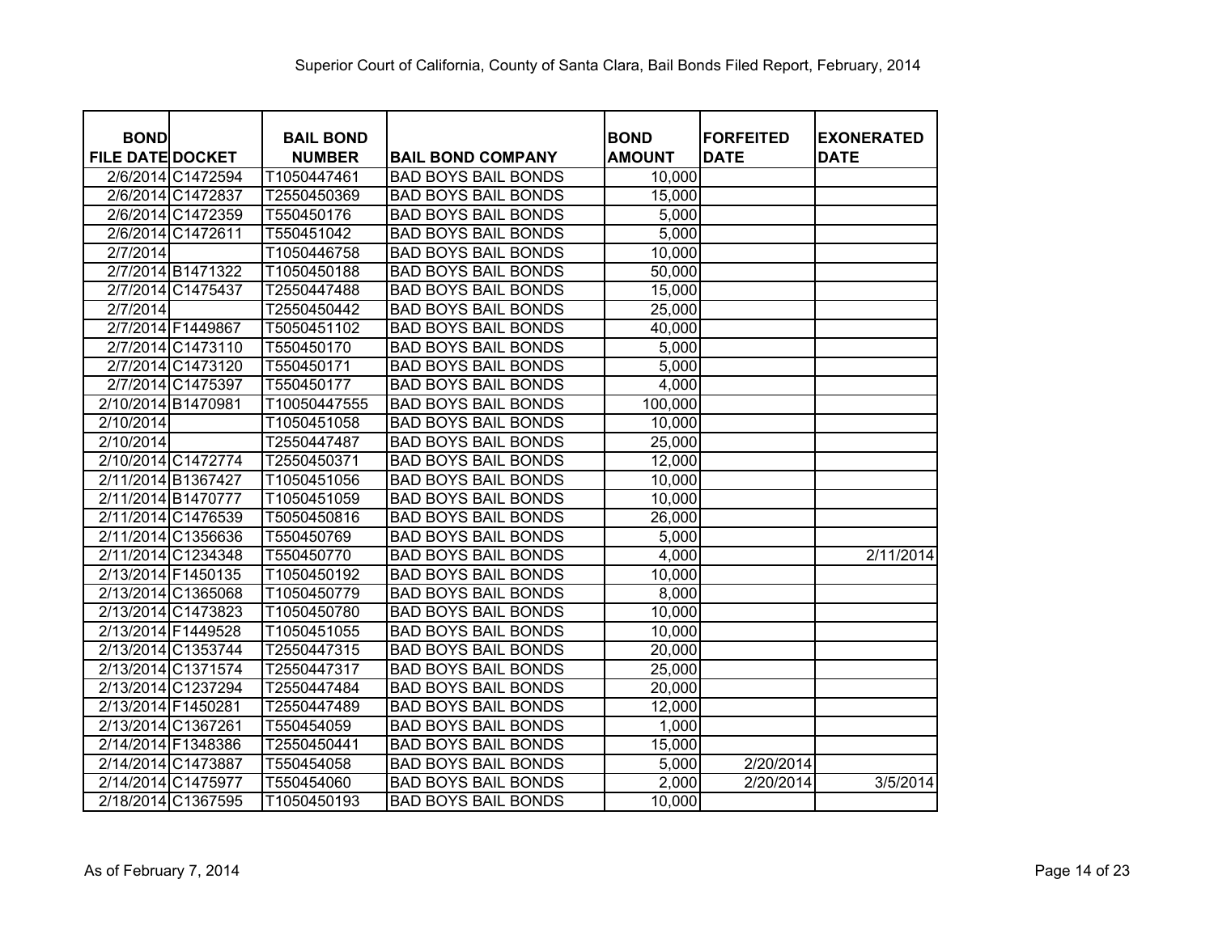Superior Court of California, County of Santa Clara, Bail Bonds Filed Report, February, 2014

| BOND FILE DATE | DOCKET | BAIL BOND NUMBER | BAIL BOND COMPANY | BOND AMOUNT | FORFEITED DATE | EXONERATED DATE |
|---|---|---|---|---|---|---|
| 2/6/2014 | C1472594 | T1050447461 | BAD BOYS BAIL BONDS | 10,000 | | |
| 2/6/2014 | C1472837 | T2550450369 | BAD BOYS BAIL BONDS | 15,000 | | |
| 2/6/2014 | C1472359 | T550450176 | BAD BOYS BAIL BONDS | 5,000 | | |
| 2/6/2014 | C1472611 | T550451042 | BAD BOYS BAIL BONDS | 5,000 | | |
| 2/7/2014 | | T1050446758 | BAD BOYS BAIL BONDS | 10,000 | | |
| 2/7/2014 | B1471322 | T1050450188 | BAD BOYS BAIL BONDS | 50,000 | | |
| 2/7/2014 | C1475437 | T2550447488 | BAD BOYS BAIL BONDS | 15,000 | | |
| 2/7/2014 | | T2550450442 | BAD BOYS BAIL BONDS | 25,000 | | |
| 2/7/2014 | F1449867 | T5050451102 | BAD BOYS BAIL BONDS | 40,000 | | |
| 2/7/2014 | C1473110 | T550450170 | BAD BOYS BAIL BONDS | 5,000 | | |
| 2/7/2014 | C1473120 | T550450171 | BAD BOYS BAIL BONDS | 5,000 | | |
| 2/7/2014 | C1475397 | T550450177 | BAD BOYS BAIL BONDS | 4,000 | | |
| 2/10/2014 | B1470981 | T10050447555 | BAD BOYS BAIL BONDS | 100,000 | | |
| 2/10/2014 | | T1050451058 | BAD BOYS BAIL BONDS | 10,000 | | |
| 2/10/2014 | | T2550447487 | BAD BOYS BAIL BONDS | 25,000 | | |
| 2/10/2014 | C1472774 | T2550450371 | BAD BOYS BAIL BONDS | 12,000 | | |
| 2/11/2014 | B1367427 | T1050451056 | BAD BOYS BAIL BONDS | 10,000 | | |
| 2/11/2014 | B1470777 | T1050451059 | BAD BOYS BAIL BONDS | 10,000 | | |
| 2/11/2014 | C1476539 | T5050450816 | BAD BOYS BAIL BONDS | 26,000 | | |
| 2/11/2014 | C1356636 | T550450769 | BAD BOYS BAIL BONDS | 5,000 | | |
| 2/11/2014 | C1234348 | T550450770 | BAD BOYS BAIL BONDS | 4,000 | | 2/11/2014 |
| 2/13/2014 | F1450135 | T1050450192 | BAD BOYS BAIL BONDS | 10,000 | | |
| 2/13/2014 | C1365068 | T1050450779 | BAD BOYS BAIL BONDS | 8,000 | | |
| 2/13/2014 | C1473823 | T1050450780 | BAD BOYS BAIL BONDS | 10,000 | | |
| 2/13/2014 | F1449528 | T1050451055 | BAD BOYS BAIL BONDS | 10,000 | | |
| 2/13/2014 | C1353744 | T2550447315 | BAD BOYS BAIL BONDS | 20,000 | | |
| 2/13/2014 | C1371574 | T2550447317 | BAD BOYS BAIL BONDS | 25,000 | | |
| 2/13/2014 | C1237294 | T2550447484 | BAD BOYS BAIL BONDS | 20,000 | | |
| 2/13/2014 | F1450281 | T2550447489 | BAD BOYS BAIL BONDS | 12,000 | | |
| 2/13/2014 | C1367261 | T550454059 | BAD BOYS BAIL BONDS | 1,000 | | |
| 2/14/2014 | F1348386 | T2550450441 | BAD BOYS BAIL BONDS | 15,000 | | |
| 2/14/2014 | C1473887 | T550454058 | BAD BOYS BAIL BONDS | 5,000 | 2/20/2014 | |
| 2/14/2014 | C1475977 | T550454060 | BAD BOYS BAIL BONDS | 2,000 | 2/20/2014 | 3/5/2014 |
| 2/18/2014 | C1367595 | T1050450193 | BAD BOYS BAIL BONDS | 10,000 | | |

As of February 7, 2014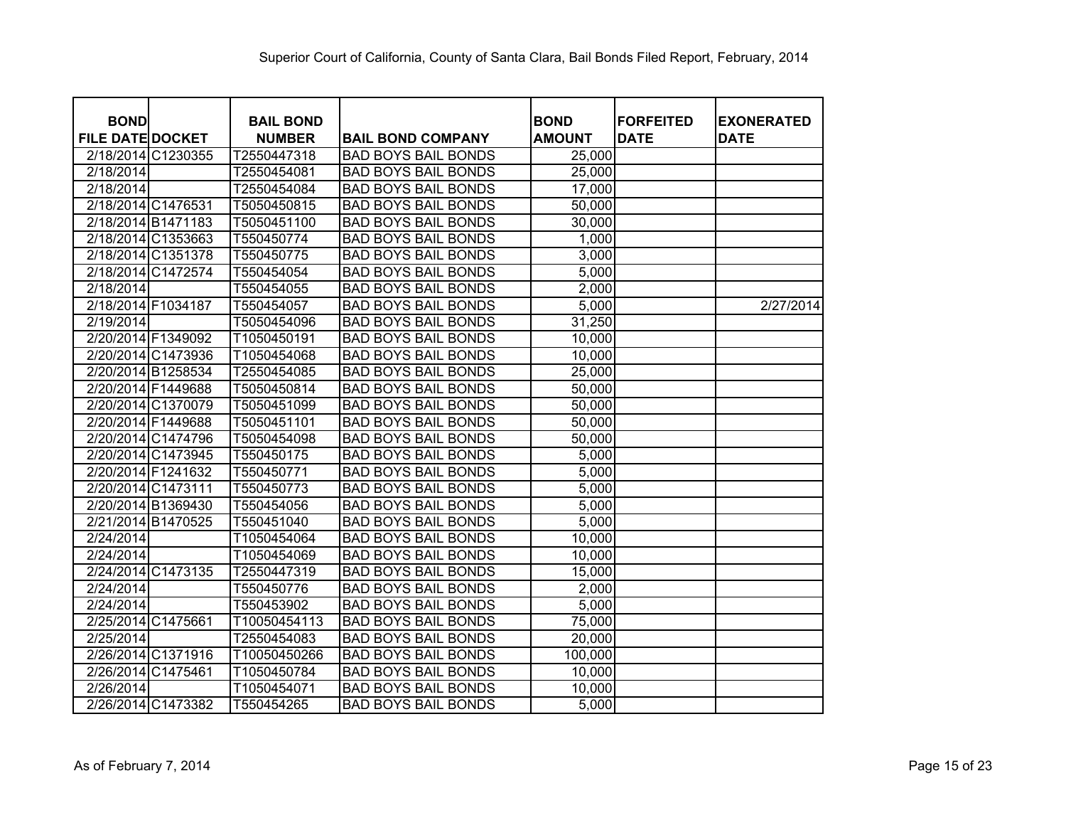Superior Court of California, County of Santa Clara, Bail Bonds Filed Report, February, 2014

| BOND FILE DATE | DOCKET | BAIL BOND NUMBER | BAIL BOND COMPANY | BOND AMOUNT | FORFEITED DATE | EXONERATED DATE |
|---|---|---|---|---|---|---|
| 2/18/2014 | C1230355 | T2550447318 | BAD BOYS BAIL BONDS | 25,000 | | |
| 2/18/2014 | | T2550454081 | BAD BOYS BAIL BONDS | 25,000 | | |
| 2/18/2014 | | T2550454084 | BAD BOYS BAIL BONDS | 17,000 | | |
| 2/18/2014 | C1476531 | T5050450815 | BAD BOYS BAIL BONDS | 50,000 | | |
| 2/18/2014 | B1471183 | T5050451100 | BAD BOYS BAIL BONDS | 30,000 | | |
| 2/18/2014 | C1353663 | T550450774 | BAD BOYS BAIL BONDS | 1,000 | | |
| 2/18/2014 | C1351378 | T550450775 | BAD BOYS BAIL BONDS | 3,000 | | |
| 2/18/2014 | C1472574 | T550454054 | BAD BOYS BAIL BONDS | 5,000 | | |
| 2/18/2014 | | T550454055 | BAD BOYS BAIL BONDS | 2,000 | | |
| 2/18/2014 | F1034187 | T550454057 | BAD BOYS BAIL BONDS | 5,000 | | 2/27/2014 |
| 2/19/2014 | | T5050454096 | BAD BOYS BAIL BONDS | 31,250 | | |
| 2/20/2014 | F1349092 | T1050450191 | BAD BOYS BAIL BONDS | 10,000 | | |
| 2/20/2014 | C1473936 | T1050454068 | BAD BOYS BAIL BONDS | 10,000 | | |
| 2/20/2014 | B1258534 | T2550454085 | BAD BOYS BAIL BONDS | 25,000 | | |
| 2/20/2014 | F1449688 | T5050450814 | BAD BOYS BAIL BONDS | 50,000 | | |
| 2/20/2014 | C1370079 | T5050451099 | BAD BOYS BAIL BONDS | 50,000 | | |
| 2/20/2014 | F1449688 | T5050451101 | BAD BOYS BAIL BONDS | 50,000 | | |
| 2/20/2014 | C1474796 | T5050454098 | BAD BOYS BAIL BONDS | 50,000 | | |
| 2/20/2014 | C1473945 | T550450175 | BAD BOYS BAIL BONDS | 5,000 | | |
| 2/20/2014 | F1241632 | T550450771 | BAD BOYS BAIL BONDS | 5,000 | | |
| 2/20/2014 | C1473111 | T550450773 | BAD BOYS BAIL BONDS | 5,000 | | |
| 2/20/2014 | B1369430 | T550454056 | BAD BOYS BAIL BONDS | 5,000 | | |
| 2/21/2014 | B1470525 | T550451040 | BAD BOYS BAIL BONDS | 5,000 | | |
| 2/24/2014 | | T1050454064 | BAD BOYS BAIL BONDS | 10,000 | | |
| 2/24/2014 | | T1050454069 | BAD BOYS BAIL BONDS | 10,000 | | |
| 2/24/2014 | C1473135 | T2550447319 | BAD BOYS BAIL BONDS | 15,000 | | |
| 2/24/2014 | | T550450776 | BAD BOYS BAIL BONDS | 2,000 | | |
| 2/24/2014 | | T550453902 | BAD BOYS BAIL BONDS | 5,000 | | |
| 2/25/2014 | C1475661 | T10050454113 | BAD BOYS BAIL BONDS | 75,000 | | |
| 2/25/2014 | | T2550454083 | BAD BOYS BAIL BONDS | 20,000 | | |
| 2/26/2014 | C1371916 | T10050450266 | BAD BOYS BAIL BONDS | 100,000 | | |
| 2/26/2014 | C1475461 | T1050450784 | BAD BOYS BAIL BONDS | 10,000 | | |
| 2/26/2014 | | T1050454071 | BAD BOYS BAIL BONDS | 10,000 | | |
| 2/26/2014 | C1473382 | T550454265 | BAD BOYS BAIL BONDS | 5,000 | | |

As of February 7, 2014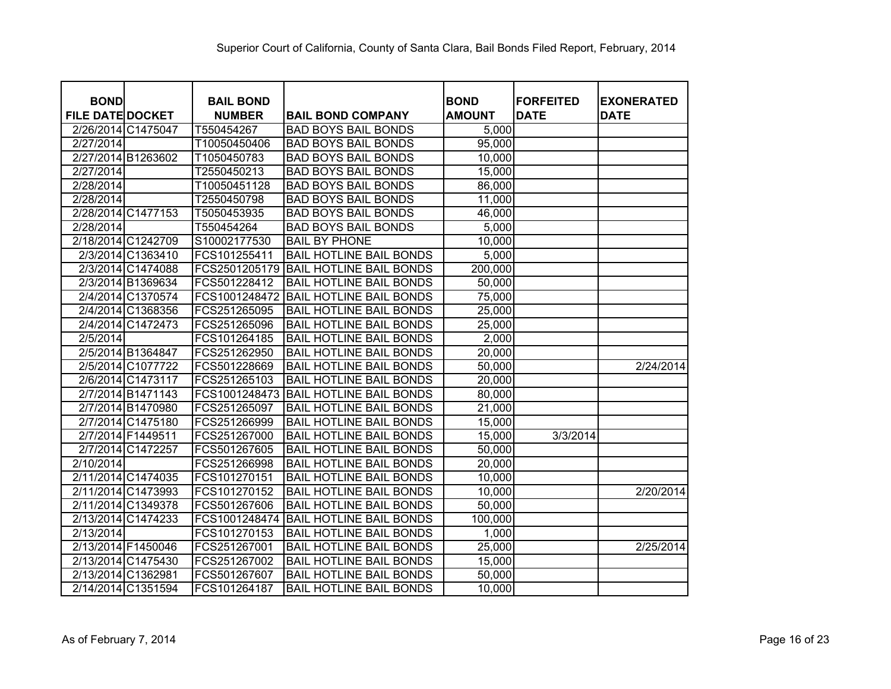Superior Court of California, County of Santa Clara, Bail Bonds Filed Report, February, 2014

| BOND FILE DATE | DOCKET | BAIL BOND NUMBER | BAIL BOND COMPANY | BOND AMOUNT | FORFEITED DATE | EXONERATED DATE |
|---|---|---|---|---|---|---|
| 2/26/2014 | C1475047 | T550454267 | BAD BOYS BAIL BONDS | 5,000 | | |
| 2/27/2014 | | T10050450406 | BAD BOYS BAIL BONDS | 95,000 | | |
| 2/27/2014 | B1263602 | T1050450783 | BAD BOYS BAIL BONDS | 10,000 | | |
| 2/27/2014 | | T2550450213 | BAD BOYS BAIL BONDS | 15,000 | | |
| 2/28/2014 | | T10050451128 | BAD BOYS BAIL BONDS | 86,000 | | |
| 2/28/2014 | | T2550450798 | BAD BOYS BAIL BONDS | 11,000 | | |
| 2/28/2014 | C1477153 | T5050453935 | BAD BOYS BAIL BONDS | 46,000 | | |
| 2/28/2014 | | T550454264 | BAD BOYS BAIL BONDS | 5,000 | | |
| 2/18/2014 | C1242709 | S10002177530 | BAIL BY PHONE | 10,000 | | |
| 2/3/2014 | C1363410 | FCS101255411 | BAIL HOTLINE BAIL BONDS | 5,000 | | |
| 2/3/2014 | C1474088 | FCS2501205179 | BAIL HOTLINE BAIL BONDS | 200,000 | | |
| 2/3/2014 | B1369634 | FCS501228412 | BAIL HOTLINE BAIL BONDS | 50,000 | | |
| 2/4/2014 | C1370574 | FCS1001248472 | BAIL HOTLINE BAIL BONDS | 75,000 | | |
| 2/4/2014 | C1368356 | FCS251265095 | BAIL HOTLINE BAIL BONDS | 25,000 | | |
| 2/4/2014 | C1472473 | FCS251265096 | BAIL HOTLINE BAIL BONDS | 25,000 | | |
| 2/5/2014 | | FCS101264185 | BAIL HOTLINE BAIL BONDS | 2,000 | | |
| 2/5/2014 | B1364847 | FCS251262950 | BAIL HOTLINE BAIL BONDS | 20,000 | | |
| 2/5/2014 | C1077722 | FCS501228669 | BAIL HOTLINE BAIL BONDS | 50,000 | | 2/24/2014 |
| 2/6/2014 | C1473117 | FCS251265103 | BAIL HOTLINE BAIL BONDS | 20,000 | | |
| 2/7/2014 | B1471143 | FCS1001248473 | BAIL HOTLINE BAIL BONDS | 80,000 | | |
| 2/7/2014 | B1470980 | FCS251265097 | BAIL HOTLINE BAIL BONDS | 21,000 | | |
| 2/7/2014 | C1475180 | FCS251266999 | BAIL HOTLINE BAIL BONDS | 15,000 | | |
| 2/7/2014 | F1449511 | FCS251267000 | BAIL HOTLINE BAIL BONDS | 15,000 | 3/3/2014 | |
| 2/7/2014 | C1472257 | FCS501267605 | BAIL HOTLINE BAIL BONDS | 50,000 | | |
| 2/10/2014 | | FCS251266998 | BAIL HOTLINE BAIL BONDS | 20,000 | | |
| 2/11/2014 | C1474035 | FCS101270151 | BAIL HOTLINE BAIL BONDS | 10,000 | | |
| 2/11/2014 | C1473993 | FCS101270152 | BAIL HOTLINE BAIL BONDS | 10,000 | | 2/20/2014 |
| 2/11/2014 | C1349378 | FCS501267606 | BAIL HOTLINE BAIL BONDS | 50,000 | | |
| 2/13/2014 | C1474233 | FCS1001248474 | BAIL HOTLINE BAIL BONDS | 100,000 | | |
| 2/13/2014 | | FCS101270153 | BAIL HOTLINE BAIL BONDS | 1,000 | | |
| 2/13/2014 | F1450046 | FCS251267001 | BAIL HOTLINE BAIL BONDS | 25,000 | | 2/25/2014 |
| 2/13/2014 | C1475430 | FCS251267002 | BAIL HOTLINE BAIL BONDS | 15,000 | | |
| 2/13/2014 | C1362981 | FCS501267607 | BAIL HOTLINE BAIL BONDS | 50,000 | | |
| 2/14/2014 | C1351594 | FCS101264187 | BAIL HOTLINE BAIL BONDS | 10,000 | | |

As of February 7, 2014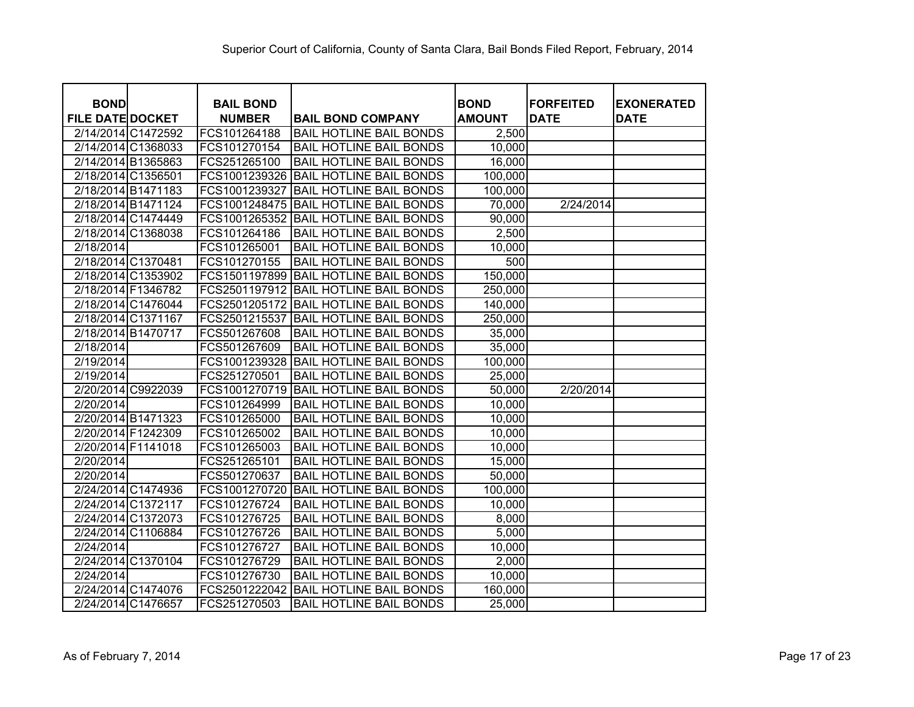Superior Court of California, County of Santa Clara, Bail Bonds Filed Report, February, 2014

| BOND FILE DATE | DOCKET | BAIL BOND NUMBER | BAIL BOND COMPANY | BOND AMOUNT | FORFEITED DATE | EXONERATED DATE |
|---|---|---|---|---|---|---|
| 2/14/2014 | C1472592 | FCS101264188 | BAIL HOTLINE BAIL BONDS | 2,500 | | |
| 2/14/2014 | C1368033 | FCS101270154 | BAIL HOTLINE BAIL BONDS | 10,000 | | |
| 2/14/2014 | B1365863 | FCS251265100 | BAIL HOTLINE BAIL BONDS | 16,000 | | |
| 2/18/2014 | C1356501 | FCS1001239326 | BAIL HOTLINE BAIL BONDS | 100,000 | | |
| 2/18/2014 | B1471183 | FCS1001239327 | BAIL HOTLINE BAIL BONDS | 100,000 | | |
| 2/18/2014 | B1471124 | FCS1001248475 | BAIL HOTLINE BAIL BONDS | 70,000 | 2/24/2014 | |
| 2/18/2014 | C1474449 | FCS1001265352 | BAIL HOTLINE BAIL BONDS | 90,000 | | |
| 2/18/2014 | C1368038 | FCS101264186 | BAIL HOTLINE BAIL BONDS | 2,500 | | |
| 2/18/2014 | | FCS101265001 | BAIL HOTLINE BAIL BONDS | 10,000 | | |
| 2/18/2014 | C1370481 | FCS101270155 | BAIL HOTLINE BAIL BONDS | 500 | | |
| 2/18/2014 | C1353902 | FCS1501197899 | BAIL HOTLINE BAIL BONDS | 150,000 | | |
| 2/18/2014 | F1346782 | FCS2501197912 | BAIL HOTLINE BAIL BONDS | 250,000 | | |
| 2/18/2014 | C1476044 | FCS2501205172 | BAIL HOTLINE BAIL BONDS | 140,000 | | |
| 2/18/2014 | C1371167 | FCS2501215537 | BAIL HOTLINE BAIL BONDS | 250,000 | | |
| 2/18/2014 | B1470717 | FCS501267608 | BAIL HOTLINE BAIL BONDS | 35,000 | | |
| 2/18/2014 | | FCS501267609 | BAIL HOTLINE BAIL BONDS | 35,000 | | |
| 2/19/2014 | | FCS1001239328 | BAIL HOTLINE BAIL BONDS | 100,000 | | |
| 2/19/2014 | | FCS251270501 | BAIL HOTLINE BAIL BONDS | 25,000 | | |
| 2/20/2014 | C9922039 | FCS1001270719 | BAIL HOTLINE BAIL BONDS | 50,000 | 2/20/2014 | |
| 2/20/2014 | | FCS101264999 | BAIL HOTLINE BAIL BONDS | 10,000 | | |
| 2/20/2014 | B1471323 | FCS101265000 | BAIL HOTLINE BAIL BONDS | 10,000 | | |
| 2/20/2014 | F1242309 | FCS101265002 | BAIL HOTLINE BAIL BONDS | 10,000 | | |
| 2/20/2014 | F1141018 | FCS101265003 | BAIL HOTLINE BAIL BONDS | 10,000 | | |
| 2/20/2014 | | FCS251265101 | BAIL HOTLINE BAIL BONDS | 15,000 | | |
| 2/20/2014 | | FCS501270637 | BAIL HOTLINE BAIL BONDS | 50,000 | | |
| 2/24/2014 | C1474936 | FCS1001270720 | BAIL HOTLINE BAIL BONDS | 100,000 | | |
| 2/24/2014 | C1372117 | FCS101276724 | BAIL HOTLINE BAIL BONDS | 10,000 | | |
| 2/24/2014 | C1372073 | FCS101276725 | BAIL HOTLINE BAIL BONDS | 8,000 | | |
| 2/24/2014 | C1106884 | FCS101276726 | BAIL HOTLINE BAIL BONDS | 5,000 | | |
| 2/24/2014 | | FCS101276727 | BAIL HOTLINE BAIL BONDS | 10,000 | | |
| 2/24/2014 | C1370104 | FCS101276729 | BAIL HOTLINE BAIL BONDS | 2,000 | | |
| 2/24/2014 | | FCS101276730 | BAIL HOTLINE BAIL BONDS | 10,000 | | |
| 2/24/2014 | C1474076 | FCS2501222042 | BAIL HOTLINE BAIL BONDS | 160,000 | | |
| 2/24/2014 | C1476657 | FCS251270503 | BAIL HOTLINE BAIL BONDS | 25,000 | | |

As of February 7, 2014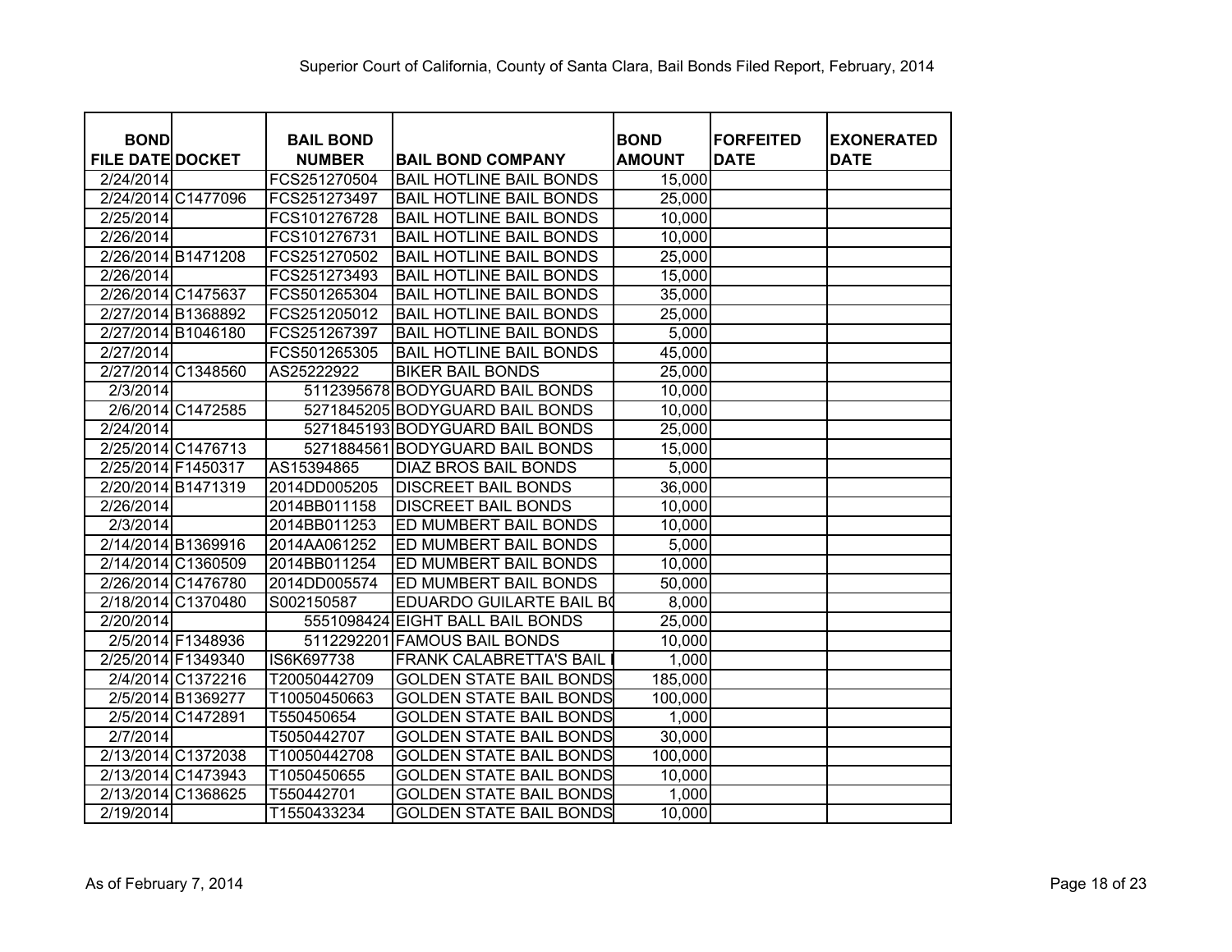Superior Court of California, County of Santa Clara, Bail Bonds Filed Report, February, 2014

| BOND FILE DATE | DOCKET | BAIL BOND NUMBER | BAIL BOND COMPANY | BOND AMOUNT | FORFEITED DATE | EXONERATED DATE |
|---|---|---|---|---|---|---|
| 2/24/2014 | | FCS251270504 | BAIL HOTLINE BAIL BONDS | 15,000 | | |
| 2/24/2014 | C1477096 | FCS251273497 | BAIL HOTLINE BAIL BONDS | 25,000 | | |
| 2/25/2014 | | FCS101276728 | BAIL HOTLINE BAIL BONDS | 10,000 | | |
| 2/26/2014 | | FCS101276731 | BAIL HOTLINE BAIL BONDS | 10,000 | | |
| 2/26/2014 | B1471208 | FCS251270502 | BAIL HOTLINE BAIL BONDS | 25,000 | | |
| 2/26/2014 | | FCS251273493 | BAIL HOTLINE BAIL BONDS | 15,000 | | |
| 2/26/2014 | C1475637 | FCS501265304 | BAIL HOTLINE BAIL BONDS | 35,000 | | |
| 2/27/2014 | B1368892 | FCS251205012 | BAIL HOTLINE BAIL BONDS | 25,000 | | |
| 2/27/2014 | B1046180 | FCS251267397 | BAIL HOTLINE BAIL BONDS | 5,000 | | |
| 2/27/2014 | | FCS501265305 | BAIL HOTLINE BAIL BONDS | 45,000 | | |
| 2/27/2014 | C1348560 | AS25222922 | BIKER BAIL BONDS | 25,000 | | |
| 2/3/2014 | | 5112395678 | BODYGUARD BAIL BONDS | 10,000 | | |
| 2/6/2014 | C1472585 | 5271845205 | BODYGUARD BAIL BONDS | 10,000 | | |
| 2/24/2014 | | 5271845193 | BODYGUARD BAIL BONDS | 25,000 | | |
| 2/25/2014 | C1476713 | 5271884561 | BODYGUARD BAIL BONDS | 15,000 | | |
| 2/25/2014 | F1450317 | AS15394865 | DIAZ BROS BAIL BONDS | 5,000 | | |
| 2/20/2014 | B1471319 | 2014DD005205 | DISCREET BAIL BONDS | 36,000 | | |
| 2/26/2014 | | 2014BB011158 | DISCREET BAIL BONDS | 10,000 | | |
| 2/3/2014 | | 2014BB011253 | ED MUMBERT BAIL BONDS | 10,000 | | |
| 2/14/2014 | B1369916 | 2014AA061252 | ED MUMBERT BAIL BONDS | 5,000 | | |
| 2/14/2014 | C1360509 | 2014BB011254 | ED MUMBERT BAIL BONDS | 10,000 | | |
| 2/26/2014 | C1476780 | 2014DD005574 | ED MUMBERT BAIL BONDS | 50,000 | | |
| 2/18/2014 | C1370480 | S002150587 | EDUARDO GUILARTE BAIL BO | 8,000 | | |
| 2/20/2014 | | 5551098424 | EIGHT BALL BAIL BONDS | 25,000 | | |
| 2/5/2014 | F1348936 | 5112292201 | FAMOUS BAIL BONDS | 10,000 | | |
| 2/25/2014 | F1349340 | IS6K697738 | FRANK CALABRETTA'S BAIL | 1,000 | | |
| 2/4/2014 | C1372216 | T20050442709 | GOLDEN STATE BAIL BONDS | 185,000 | | |
| 2/5/2014 | B1369277 | T10050450663 | GOLDEN STATE BAIL BONDS | 100,000 | | |
| 2/5/2014 | C1472891 | T550450654 | GOLDEN STATE BAIL BONDS | 1,000 | | |
| 2/7/2014 | | T5050442707 | GOLDEN STATE BAIL BONDS | 30,000 | | |
| 2/13/2014 | C1372038 | T10050442708 | GOLDEN STATE BAIL BONDS | 100,000 | | |
| 2/13/2014 | C1473943 | T1050450655 | GOLDEN STATE BAIL BONDS | 10,000 | | |
| 2/13/2014 | C1368625 | T550442701 | GOLDEN STATE BAIL BONDS | 1,000 | | |
| 2/19/2014 | | T1550433234 | GOLDEN STATE BAIL BONDS | 10,000 | | |

As of February 7, 2014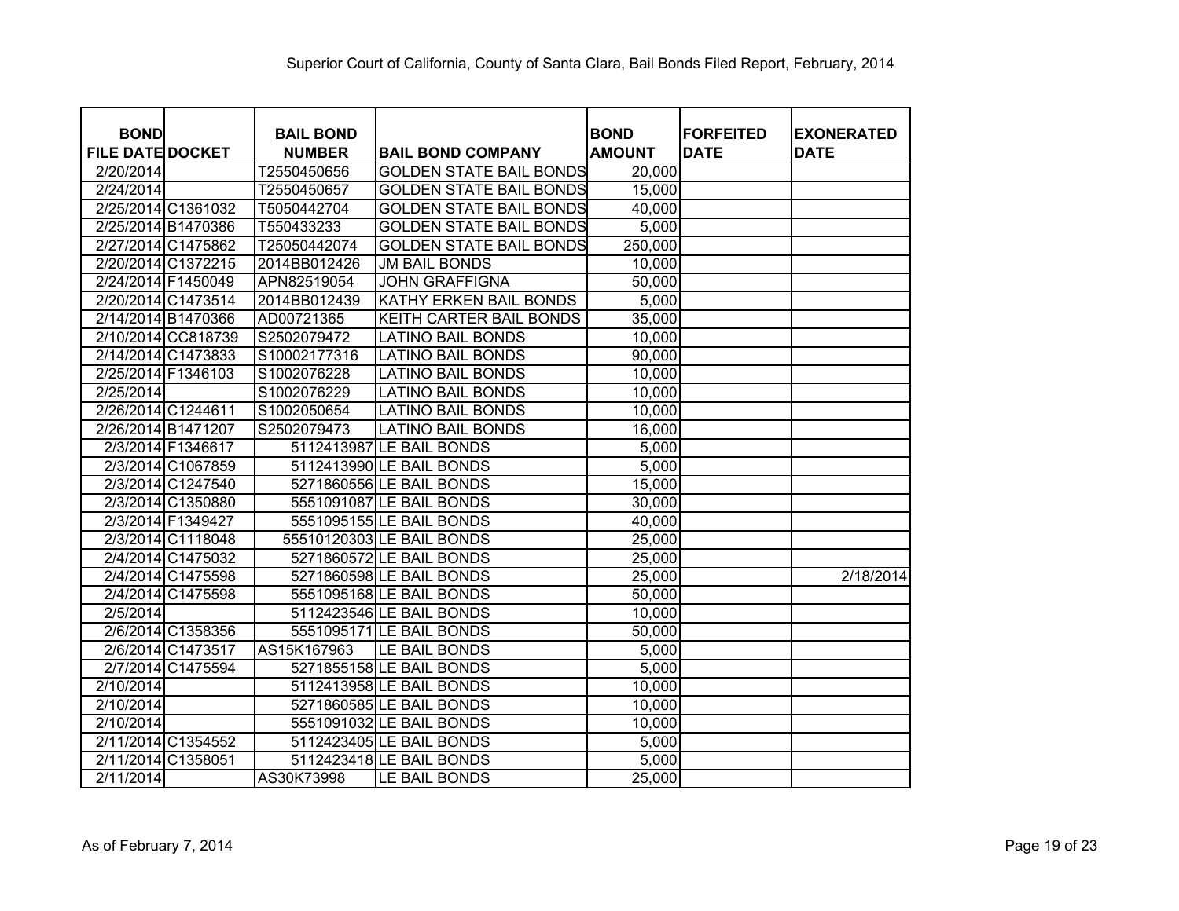Superior Court of California, County of Santa Clara, Bail Bonds Filed Report, February, 2014

| BOND FILE DATE | DOCKET | BAIL BOND NUMBER | BAIL BOND COMPANY | BOND AMOUNT | FORFEITED DATE | EXONERATED DATE |
|---|---|---|---|---|---|---|
| 2/20/2014 | | T2550450656 | GOLDEN STATE BAIL BONDS | 20,000 | | |
| 2/24/2014 | | T2550450657 | GOLDEN STATE BAIL BONDS | 15,000 | | |
| 2/25/2014 | C1361032 | T5050442704 | GOLDEN STATE BAIL BONDS | 40,000 | | |
| 2/25/2014 | B1470386 | T550433233 | GOLDEN STATE BAIL BONDS | 5,000 | | |
| 2/27/2014 | C1475862 | T25050442074 | GOLDEN STATE BAIL BONDS | 250,000 | | |
| 2/20/2014 | C1372215 | 2014BB012426 | JM BAIL BONDS | 10,000 | | |
| 2/24/2014 | F1450049 | APN82519054 | JOHN GRAFFIGNA | 50,000 | | |
| 2/20/2014 | C1473514 | 2014BB012439 | KATHY ERKEN BAIL BONDS | 5,000 | | |
| 2/14/2014 | B1470366 | AD00721365 | KEITH CARTER BAIL BONDS | 35,000 | | |
| 2/10/2014 | CC818739 | S2502079472 | LATINO BAIL BONDS | 10,000 | | |
| 2/14/2014 | C1473833 | S10002177316 | LATINO BAIL BONDS | 90,000 | | |
| 2/25/2014 | F1346103 | S1002076228 | LATINO BAIL BONDS | 10,000 | | |
| 2/25/2014 | | S1002076229 | LATINO BAIL BONDS | 10,000 | | |
| 2/26/2014 | C1244611 | S1002050654 | LATINO BAIL BONDS | 10,000 | | |
| 2/26/2014 | B1471207 | S2502079473 | LATINO BAIL BONDS | 16,000 | | |
| 2/3/2014 | F1346617 | 5112413987 | LE BAIL BONDS | 5,000 | | |
| 2/3/2014 | C1067859 | 5112413990 | LE BAIL BONDS | 5,000 | | |
| 2/3/2014 | C1247540 | 5271860556 | LE BAIL BONDS | 15,000 | | |
| 2/3/2014 | C1350880 | 5551091087 | LE BAIL BONDS | 30,000 | | |
| 2/3/2014 | F1349427 | 5551095155 | LE BAIL BONDS | 40,000 | | |
| 2/3/2014 | C1118048 | 55510120303 | LE BAIL BONDS | 25,000 | | |
| 2/4/2014 | C1475032 | 5271860572 | LE BAIL BONDS | 25,000 | | |
| 2/4/2014 | C1475598 | 5271860598 | LE BAIL BONDS | 25,000 | | 2/18/2014 |
| 2/4/2014 | C1475598 | 5551095168 | LE BAIL BONDS | 50,000 | | |
| 2/5/2014 | | 5112423546 | LE BAIL BONDS | 10,000 | | |
| 2/6/2014 | C1358356 | 5551095171 | LE BAIL BONDS | 50,000 | | |
| 2/6/2014 | C1473517 | AS15K167963 | LE BAIL BONDS | 5,000 | | |
| 2/7/2014 | C1475594 | 5271855158 | LE BAIL BONDS | 5,000 | | |
| 2/10/2014 | | 5112413958 | LE BAIL BONDS | 10,000 | | |
| 2/10/2014 | | 5271860585 | LE BAIL BONDS | 10,000 | | |
| 2/10/2014 | | 5551091032 | LE BAIL BONDS | 10,000 | | |
| 2/11/2014 | C1354552 | 5112423405 | LE BAIL BONDS | 5,000 | | |
| 2/11/2014 | C1358051 | 5112423418 | LE BAIL BONDS | 5,000 | | |
| 2/11/2014 | | AS30K73998 | LE BAIL BONDS | 25,000 | | |

As of February 7, 2014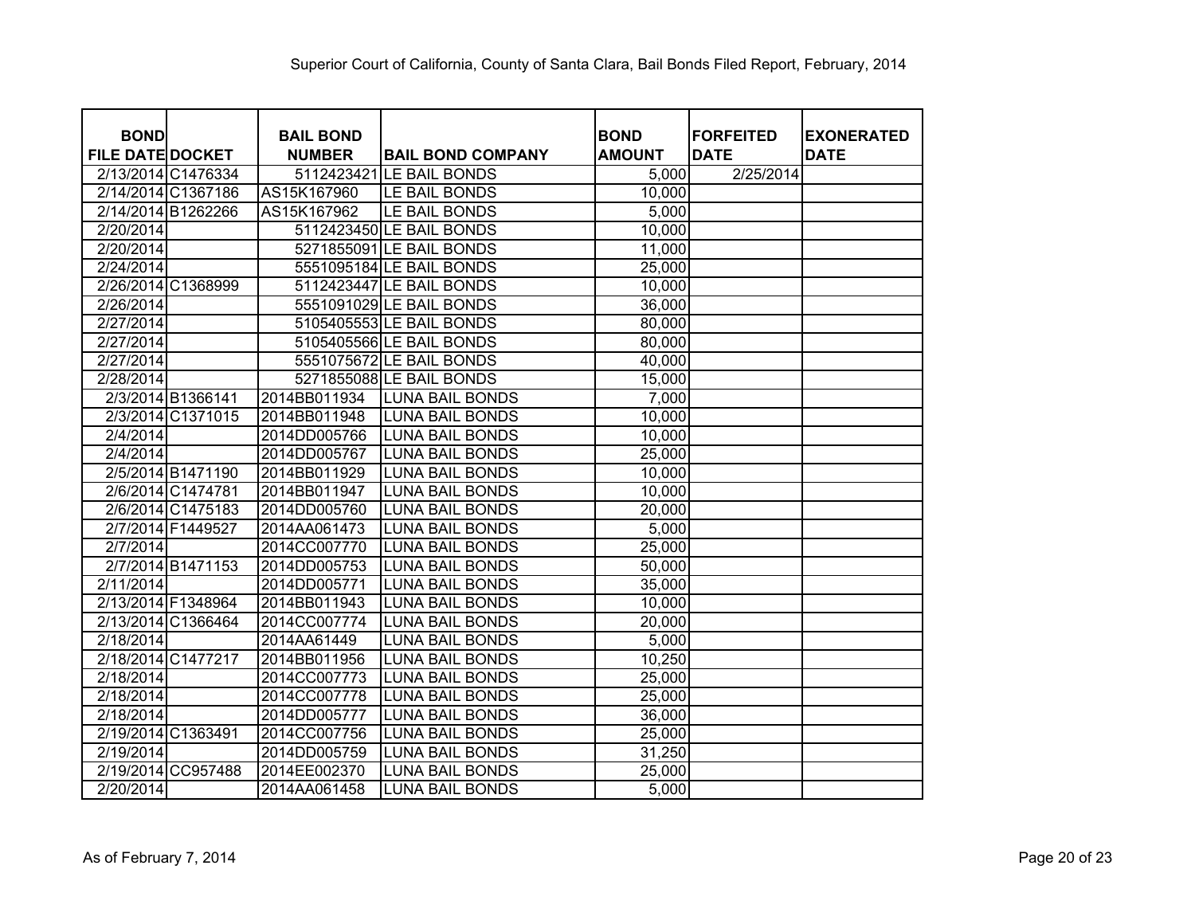Superior Court of California, County of Santa Clara, Bail Bonds Filed Report, February, 2014

| BOND FILE DATE | DOCKET | BAIL BOND NUMBER | BAIL BOND COMPANY | BOND AMOUNT | FORFEITED DATE | EXONERATED DATE |
|---|---|---|---|---|---|---|
| 2/13/2014 | C1476334 | 5112423421 | LE BAIL BONDS | 5,000 | 2/25/2014 | |
| 2/14/2014 | C1367186 | AS15K167960 | LE BAIL BONDS | 10,000 | | |
| 2/14/2014 | B1262266 | AS15K167962 | LE BAIL BONDS | 5,000 | | |
| 2/20/2014 | | 5112423450 | LE BAIL BONDS | 10,000 | | |
| 2/20/2014 | | 5271855091 | LE BAIL BONDS | 11,000 | | |
| 2/24/2014 | | 5551095184 | LE BAIL BONDS | 25,000 | | |
| 2/26/2014 | C1368999 | 5112423447 | LE BAIL BONDS | 10,000 | | |
| 2/26/2014 | | 5551091029 | LE BAIL BONDS | 36,000 | | |
| 2/27/2014 | | 5105405553 | LE BAIL BONDS | 80,000 | | |
| 2/27/2014 | | 5105405566 | LE BAIL BONDS | 80,000 | | |
| 2/27/2014 | | 5551075672 | LE BAIL BONDS | 40,000 | | |
| 2/28/2014 | | 5271855088 | LE BAIL BONDS | 15,000 | | |
| 2/3/2014 | B1366141 | 2014BB011934 | LUNA BAIL BONDS | 7,000 | | |
| 2/3/2014 | C1371015 | 2014BB011948 | LUNA BAIL BONDS | 10,000 | | |
| 2/4/2014 | | 2014DD005766 | LUNA BAIL BONDS | 10,000 | | |
| 2/4/2014 | | 2014DD005767 | LUNA BAIL BONDS | 25,000 | | |
| 2/5/2014 | B1471190 | 2014BB011929 | LUNA BAIL BONDS | 10,000 | | |
| 2/6/2014 | C1474781 | 2014BB011947 | LUNA BAIL BONDS | 10,000 | | |
| 2/6/2014 | C1475183 | 2014DD005760 | LUNA BAIL BONDS | 20,000 | | |
| 2/7/2014 | F1449527 | 2014AA061473 | LUNA BAIL BONDS | 5,000 | | |
| 2/7/2014 | | 2014CC007770 | LUNA BAIL BONDS | 25,000 | | |
| 2/7/2014 | B1471153 | 2014DD005753 | LUNA BAIL BONDS | 50,000 | | |
| 2/11/2014 | | 2014DD005771 | LUNA BAIL BONDS | 35,000 | | |
| 2/13/2014 | F1348964 | 2014BB011943 | LUNA BAIL BONDS | 10,000 | | |
| 2/13/2014 | C1366464 | 2014CC007774 | LUNA BAIL BONDS | 20,000 | | |
| 2/18/2014 | | 2014AA61449 | LUNA BAIL BONDS | 5,000 | | |
| 2/18/2014 | C1477217 | 2014BB011956 | LUNA BAIL BONDS | 10,250 | | |
| 2/18/2014 | | 2014CC007773 | LUNA BAIL BONDS | 25,000 | | |
| 2/18/2014 | | 2014CC007778 | LUNA BAIL BONDS | 25,000 | | |
| 2/18/2014 | | 2014DD005777 | LUNA BAIL BONDS | 36,000 | | |
| 2/19/2014 | C1363491 | 2014CC007756 | LUNA BAIL BONDS | 25,000 | | |
| 2/19/2014 | | 2014DD005759 | LUNA BAIL BONDS | 31,250 | | |
| 2/19/2014 | CC957488 | 2014EE002370 | LUNA BAIL BONDS | 25,000 | | |
| 2/20/2014 | | 2014AA061458 | LUNA BAIL BONDS | 5,000 | | |

As of February 7, 2014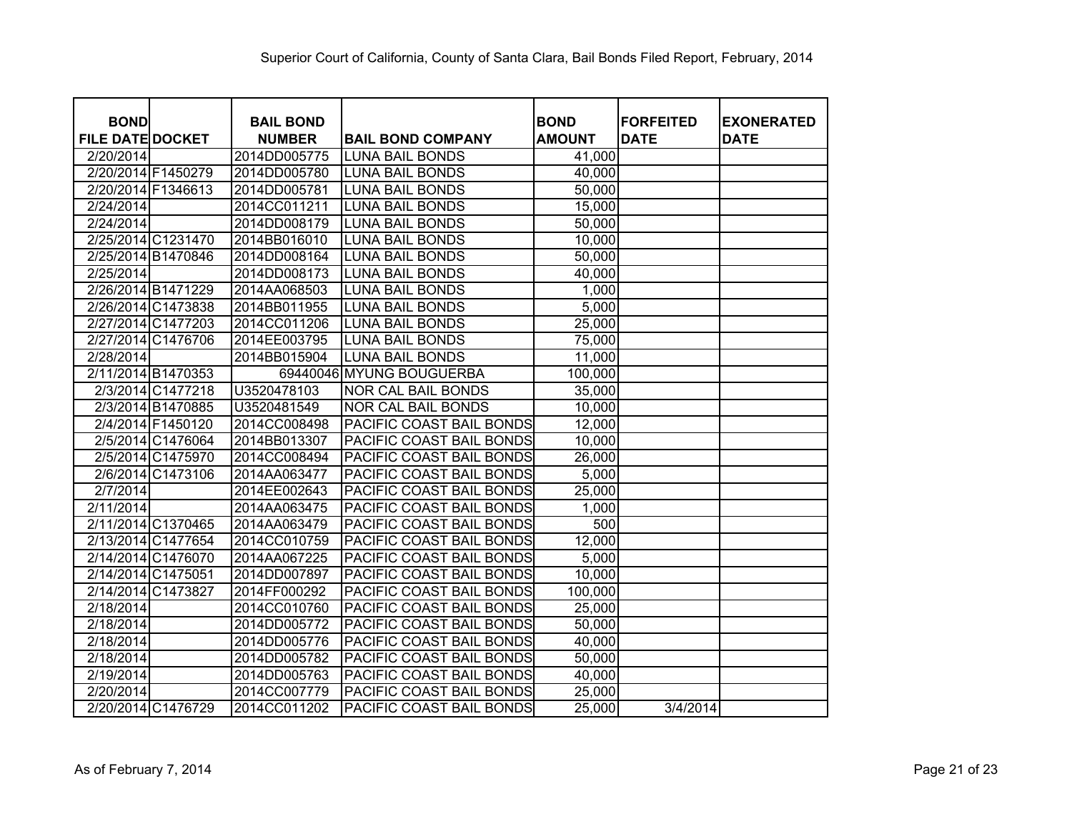Superior Court of California, County of Santa Clara, Bail Bonds Filed Report, February, 2014

| BOND FILE DATE | DOCKET | BAIL BOND NUMBER | BAIL BOND COMPANY | BOND AMOUNT | FORFEITED DATE | EXONERATED DATE |
|---|---|---|---|---|---|---|
| 2/20/2014 | | 2014DD005775 | LUNA BAIL BONDS | 41,000 | | |
| 2/20/2014 | F1450279 | 2014DD005780 | LUNA BAIL BONDS | 40,000 | | |
| 2/20/2014 | F1346613 | 2014DD005781 | LUNA BAIL BONDS | 50,000 | | |
| 2/24/2014 | | 2014CC011211 | LUNA BAIL BONDS | 15,000 | | |
| 2/24/2014 | | 2014DD008179 | LUNA BAIL BONDS | 50,000 | | |
| 2/25/2014 | C1231470 | 2014BB016010 | LUNA BAIL BONDS | 10,000 | | |
| 2/25/2014 | B1470846 | 2014DD008164 | LUNA BAIL BONDS | 50,000 | | |
| 2/25/2014 | | 2014DD008173 | LUNA BAIL BONDS | 40,000 | | |
| 2/26/2014 | B1471229 | 2014AA068503 | LUNA BAIL BONDS | 1,000 | | |
| 2/26/2014 | C1473838 | 2014BB011955 | LUNA BAIL BONDS | 5,000 | | |
| 2/27/2014 | C1477203 | 2014CC011206 | LUNA BAIL BONDS | 25,000 | | |
| 2/27/2014 | C1476706 | 2014EE003795 | LUNA BAIL BONDS | 75,000 | | |
| 2/28/2014 | | 2014BB015904 | LUNA BAIL BONDS | 11,000 | | |
| 2/11/2014 | B1470353 | 69440046 | MYUNG BOUGUERBA | 100,000 | | |
| 2/3/2014 | C1477218 | U3520478103 | NOR CAL BAIL BONDS | 35,000 | | |
| 2/3/2014 | B1470885 | U3520481549 | NOR CAL BAIL BONDS | 10,000 | | |
| 2/4/2014 | F1450120 | 2014CC008498 | PACIFIC COAST BAIL BONDS | 12,000 | | |
| 2/5/2014 | C1476064 | 2014BB013307 | PACIFIC COAST BAIL BONDS | 10,000 | | |
| 2/5/2014 | C1475970 | 2014CC008494 | PACIFIC COAST BAIL BONDS | 26,000 | | |
| 2/6/2014 | C1473106 | 2014AA063477 | PACIFIC COAST BAIL BONDS | 5,000 | | |
| 2/7/2014 | | 2014EE002643 | PACIFIC COAST BAIL BONDS | 25,000 | | |
| 2/11/2014 | | 2014AA063475 | PACIFIC COAST BAIL BONDS | 1,000 | | |
| 2/11/2014 | C1370465 | 2014AA063479 | PACIFIC COAST BAIL BONDS | 500 | | |
| 2/13/2014 | C1477654 | 2014CC010759 | PACIFIC COAST BAIL BONDS | 12,000 | | |
| 2/14/2014 | C1476070 | 2014AA067225 | PACIFIC COAST BAIL BONDS | 5,000 | | |
| 2/14/2014 | C1475051 | 2014DD007897 | PACIFIC COAST BAIL BONDS | 10,000 | | |
| 2/14/2014 | C1473827 | 2014FF000292 | PACIFIC COAST BAIL BONDS | 100,000 | | |
| 2/18/2014 | | 2014CC010760 | PACIFIC COAST BAIL BONDS | 25,000 | | |
| 2/18/2014 | | 2014DD005772 | PACIFIC COAST BAIL BONDS | 50,000 | | |
| 2/18/2014 | | 2014DD005776 | PACIFIC COAST BAIL BONDS | 40,000 | | |
| 2/18/2014 | | 2014DD005782 | PACIFIC COAST BAIL BONDS | 50,000 | | |
| 2/19/2014 | | 2014DD005763 | PACIFIC COAST BAIL BONDS | 40,000 | | |
| 2/20/2014 | | 2014CC007779 | PACIFIC COAST BAIL BONDS | 25,000 | | |
| 2/20/2014 | C1476729 | 2014CC011202 | PACIFIC COAST BAIL BONDS | 25,000 | 3/4/2014 | |

As of February 7, 2014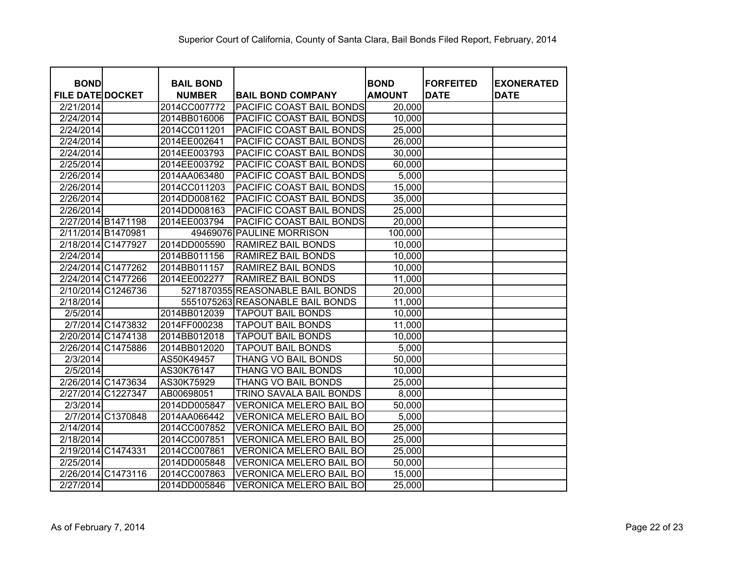Superior Court of California, County of Santa Clara, Bail Bonds Filed Report, February, 2014

| BOND FILE DATE | DOCKET | BAIL BOND NUMBER | BAIL BOND COMPANY | BOND AMOUNT | FORFEITED DATE | EXONERATED DATE |
|---|---|---|---|---|---|---|
| 2/21/2014 | | 2014CC007772 | PACIFIC COAST BAIL BONDS | 20,000 | | |
| 2/24/2014 | | 2014BB016006 | PACIFIC COAST BAIL BONDS | 10,000 | | |
| 2/24/2014 | | 2014CC011201 | PACIFIC COAST BAIL BONDS | 25,000 | | |
| 2/24/2014 | | 2014EE002641 | PACIFIC COAST BAIL BONDS | 26,000 | | |
| 2/24/2014 | | 2014EE003793 | PACIFIC COAST BAIL BONDS | 30,000 | | |
| 2/25/2014 | | 2014EE003792 | PACIFIC COAST BAIL BONDS | 60,000 | | |
| 2/26/2014 | | 2014AA063480 | PACIFIC COAST BAIL BONDS | 5,000 | | |
| 2/26/2014 | | 2014CC011203 | PACIFIC COAST BAIL BONDS | 15,000 | | |
| 2/26/2014 | | 2014DD008162 | PACIFIC COAST BAIL BONDS | 35,000 | | |
| 2/26/2014 | | 2014DD008163 | PACIFIC COAST BAIL BONDS | 25,000 | | |
| 2/27/2014 | B1471198 | 2014EE003794 | PACIFIC COAST BAIL BONDS | 20,000 | | |
| 2/11/2014 | B1470981 | 49469076 | PAULINE MORRISON | 100,000 | | |
| 2/18/2014 | C1477927 | 2014DD005590 | RAMIREZ BAIL BONDS | 10,000 | | |
| 2/24/2014 | | 2014BB011156 | RAMIREZ BAIL BONDS | 10,000 | | |
| 2/24/2014 | C1477262 | 2014BB011157 | RAMIREZ BAIL BONDS | 10,000 | | |
| 2/24/2014 | C1477266 | 2014EE002277 | RAMIREZ BAIL BONDS | 11,000 | | |
| 2/10/2014 | C1246736 | 5271870355 | REASONABLE BAIL BONDS | 20,000 | | |
| 2/18/2014 | | 5551075263 | REASONABLE BAIL BONDS | 11,000 | | |
| 2/5/2014 | | 2014BB012039 | TAPOUT BAIL BONDS | 10,000 | | |
| 2/7/2014 | C1473832 | 2014FF000238 | TAPOUT BAIL BONDS | 11,000 | | |
| 2/20/2014 | C1474138 | 2014BB012018 | TAPOUT BAIL BONDS | 10,000 | | |
| 2/26/2014 | C1475886 | 2014BB012020 | TAPOUT BAIL BONDS | 5,000 | | |
| 2/3/2014 | | AS50K49457 | THANG VO BAIL BONDS | 50,000 | | |
| 2/5/2014 | | AS30K76147 | THANG VO BAIL BONDS | 10,000 | | |
| 2/26/2014 | C1473634 | AS30K75929 | THANG VO BAIL BONDS | 25,000 | | |
| 2/27/2014 | C1227347 | AB00698051 | TRINO SAVALA BAIL BONDS | 8,000 | | |
| 2/3/2014 | | 2014DD005847 | VERONICA MELERO BAIL BO | 50,000 | | |
| 2/7/2014 | C1370848 | 2014AA066442 | VERONICA MELERO BAIL BO | 5,000 | | |
| 2/14/2014 | | 2014CC007852 | VERONICA MELERO BAIL BO | 25,000 | | |
| 2/18/2014 | | 2014CC007851 | VERONICA MELERO BAIL BO | 25,000 | | |
| 2/19/2014 | C1474331 | 2014CC007861 | VERONICA MELERO BAIL BO | 25,000 | | |
| 2/25/2014 | | 2014DD005848 | VERONICA MELERO BAIL BO | 50,000 | | |
| 2/26/2014 | C1473116 | 2014CC007863 | VERONICA MELERO BAIL BO | 15,000 | | |
| 2/27/2014 | | 2014DD005846 | VERONICA MELERO BAIL BO | 25,000 | | |

As of February 7, 2014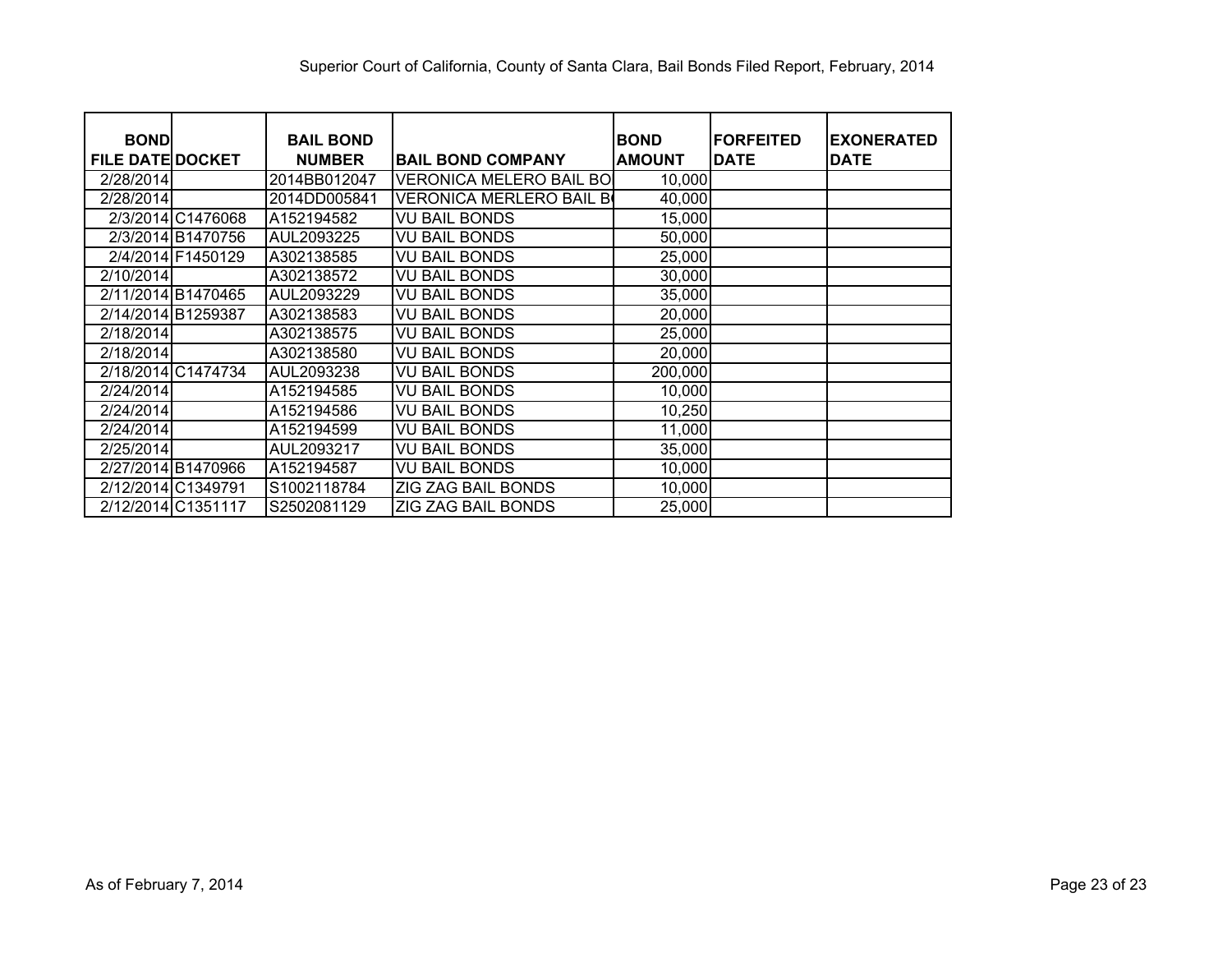Superior Court of California, County of Santa Clara, Bail Bonds Filed Report, February, 2014

| BOND FILE DATE | DOCKET | BAIL BOND NUMBER | BAIL BOND COMPANY | BOND AMOUNT | FORFEITED DATE | EXONERATED DATE |
|---|---|---|---|---|---|---|
| 2/28/2014 | | 2014BB012047 | VERONICA MELERO BAIL BO | 10,000 | | |
| 2/28/2014 | | 2014DD005841 | VERONICA MERLERO BAIL B | 40,000 | | |
| 2/3/2014 | C1476068 | A152194582 | VU BAIL BONDS | 15,000 | | |
| 2/3/2014 | B1470756 | AUL2093225 | VU BAIL BONDS | 50,000 | | |
| 2/4/2014 | F1450129 | A302138585 | VU BAIL BONDS | 25,000 | | |
| 2/10/2014 | | A302138572 | VU BAIL BONDS | 30,000 | | |
| 2/11/2014 | B1470465 | AUL2093229 | VU BAIL BONDS | 35,000 | | |
| 2/14/2014 | B1259387 | A302138583 | VU BAIL BONDS | 20,000 | | |
| 2/18/2014 | | A302138575 | VU BAIL BONDS | 25,000 | | |
| 2/18/2014 | | A302138580 | VU BAIL BONDS | 20,000 | | |
| 2/18/2014 | C1474734 | AUL2093238 | VU BAIL BONDS | 200,000 | | |
| 2/24/2014 | | A152194585 | VU BAIL BONDS | 10,000 | | |
| 2/24/2014 | | A152194586 | VU BAIL BONDS | 10,250 | | |
| 2/24/2014 | | A152194599 | VU BAIL BONDS | 11,000 | | |
| 2/25/2014 | | AUL2093217 | VU BAIL BONDS | 35,000 | | |
| 2/27/2014 | B1470966 | A152194587 | VU BAIL BONDS | 10,000 | | |
| 2/12/2014 | C1349791 | S1002118784 | ZIG ZAG BAIL BONDS | 10,000 | | |
| 2/12/2014 | C1351117 | S2502081129 | ZIG ZAG BAIL BONDS | 25,000 | | |

As of February 7, 2014